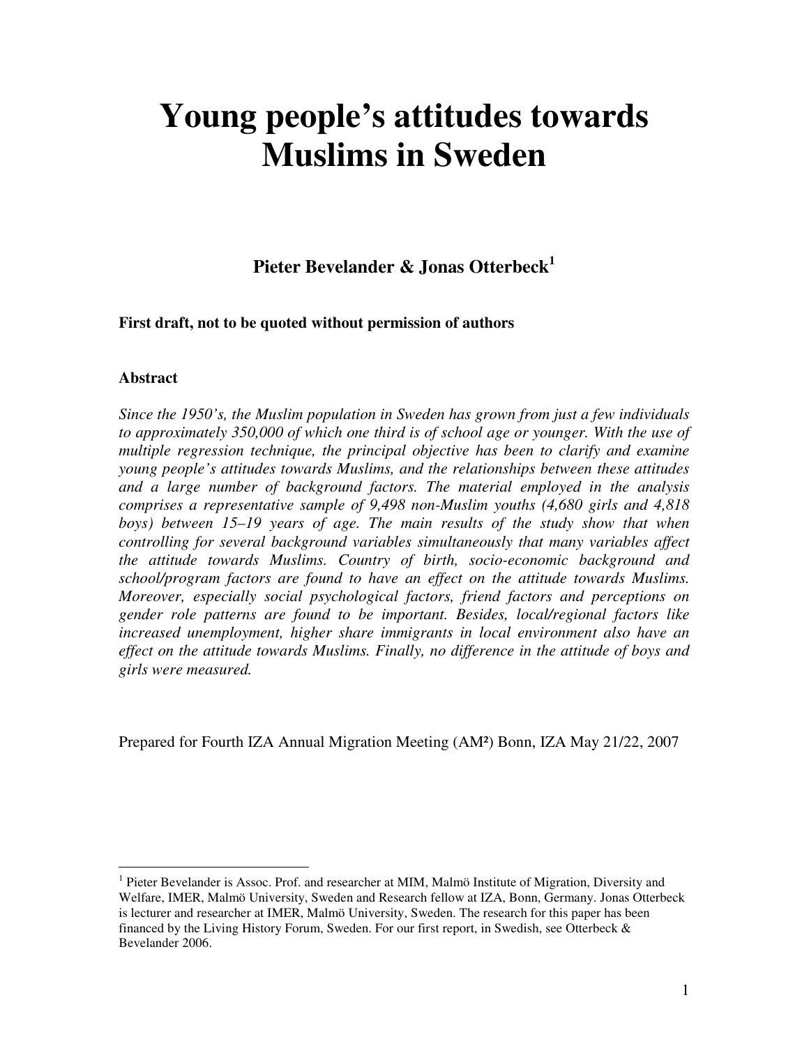# Young people's attitudes towards Muslims in Sweden

**Pieter Bevelander & Jonas Otterbeck[1]**

**First draft, not to be quoted without permission of authors**

**Abstract**

*Since the 1950's, the Muslim population in Sweden has grown from just a few individuals to approximately 350,000 of which one third is of school age or younger. With the use of multiple regression technique, the principal objective has been to clarify and examine young people's attitudes towards Muslims, and the relationships between these attitudes and a large number of background factors. The material employed in the analysis comprises a representative sample of 9,498 non-Muslim youths (4,680 girls and 4,818 boys) between 15–19 years of age. The main results of the study show that when controlling for several background variables simultaneously that many variables affect the attitude towards Muslims. Country of birth, socio-economic background and school/program factors are found to have an effect on the attitude towards Muslims. Moreover, especially social psychological factors, friend factors and perceptions on gender role patterns are found to be important. Besides, local/regional factors like increased unemployment, higher share immigrants in local environment also have an effect on the attitude towards Muslims. Finally, no difference in the attitude of boys and girls were measured.*

Prepared for Fourth IZA Annual Migration Meeting (AM²) Bonn, IZA May 21/22, 2007

---

[1] Pieter Bevelander is Assoc. Prof. and researcher at MIM, Malmö Institute of Migration, Diversity and Welfare, IMER, Malmö University, Sweden and Research fellow at IZA, Bonn, Germany. Jonas Otterbeck is lecturer and researcher at IMER, Malmö University, Sweden. The research for this paper has been financed by the Living History Forum, Sweden. For our first report, in Swedish, see Otterbeck & Bevelander 2006.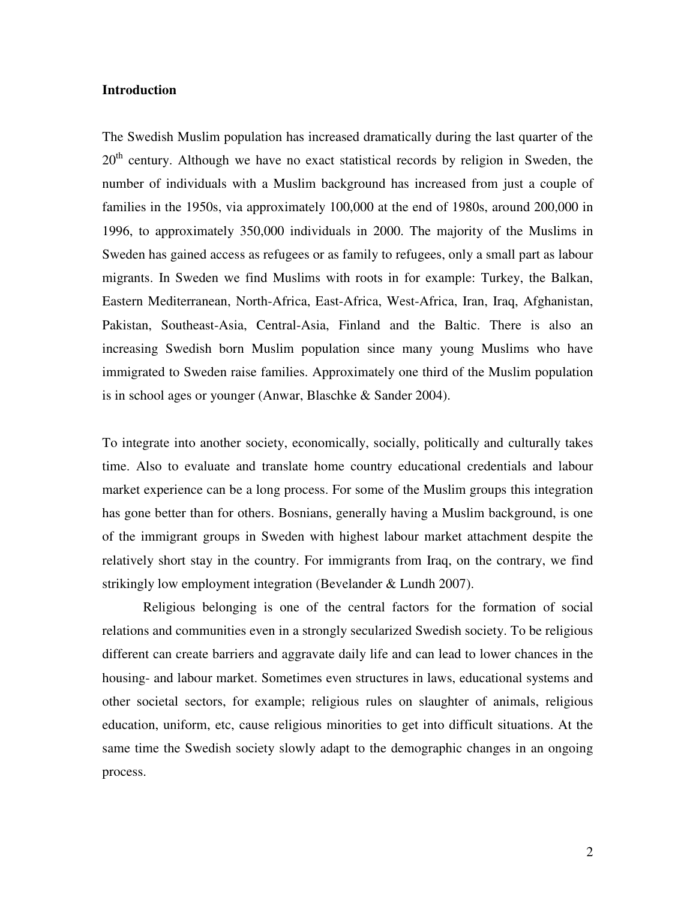**Introduction**

The Swedish Muslim population has increased dramatically during the last quarter of the 20th century. Although we have no exact statistical records by religion in Sweden, the number of individuals with a Muslim background has increased from just a couple of families in the 1950s, via approximately 100,000 at the end of 1980s, around 200,000 in 1996, to approximately 350,000 individuals in 2000. The majority of the Muslims in Sweden has gained access as refugees or as family to refugees, only a small part as labour migrants. In Sweden we find Muslims with roots in for example: Turkey, the Balkan, Eastern Mediterranean, North-Africa, East-Africa, West-Africa, Iran, Iraq, Afghanistan, Pakistan, Southeast-Asia, Central-Asia, Finland and the Baltic. There is also an increasing Swedish born Muslim population since many young Muslims who have immigrated to Sweden raise families. Approximately one third of the Muslim population is in school ages or younger (Anwar, Blaschke & Sander 2004).

To integrate into another society, economically, socially, politically and culturally takes time. Also to evaluate and translate home country educational credentials and labour market experience can be a long process. For some of the Muslim groups this integration has gone better than for others. Bosnians, generally having a Muslim background, is one of the immigrant groups in Sweden with highest labour market attachment despite the relatively short stay in the country. For immigrants from Iraq, on the contrary, we find strikingly low employment integration (Bevelander & Lundh 2007).

Religious belonging is one of the central factors for the formation of social relations and communities even in a strongly secularized Swedish society. To be religious different can create barriers and aggravate daily life and can lead to lower chances in the housing- and labour market. Sometimes even structures in laws, educational systems and other societal sectors, for example; religious rules on slaughter of animals, religious education, uniform, etc, cause religious minorities to get into difficult situations. At the same time the Swedish society slowly adapt to the demographic changes in an ongoing process.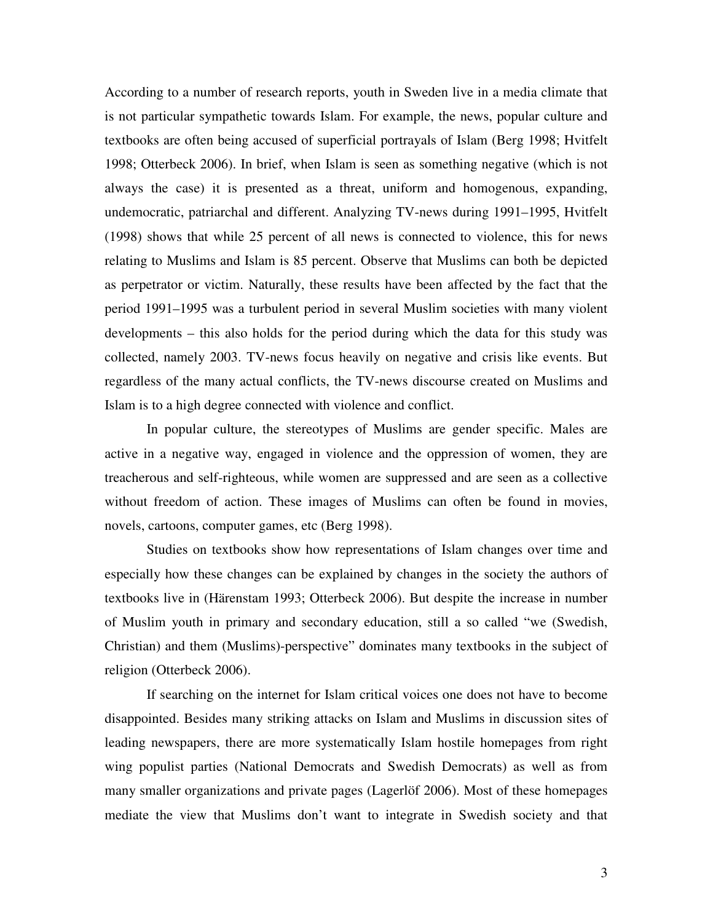According to a number of research reports, youth in Sweden live in a media climate that is not particular sympathetic towards Islam. For example, the news, popular culture and textbooks are often being accused of superficial portrayals of Islam (Berg 1998; Hvitfelt 1998; Otterbeck 2006). In brief, when Islam is seen as something negative (which is not always the case) it is presented as a threat, uniform and homogenous, expanding, undemocratic, patriarchal and different. Analyzing TV-news during 1991–1995, Hvitfelt (1998) shows that while 25 percent of all news is connected to violence, this for news relating to Muslims and Islam is 85 percent. Observe that Muslims can both be depicted as perpetrator or victim. Naturally, these results have been affected by the fact that the period 1991–1995 was a turbulent period in several Muslim societies with many violent developments – this also holds for the period during which the data for this study was collected, namely 2003. TV-news focus heavily on negative and crisis like events. But regardless of the many actual conflicts, the TV-news discourse created on Muslims and Islam is to a high degree connected with violence and conflict.

In popular culture, the stereotypes of Muslims are gender specific. Males are active in a negative way, engaged in violence and the oppression of women, they are treacherous and self-righteous, while women are suppressed and are seen as a collective without freedom of action. These images of Muslims can often be found in movies, novels, cartoons, computer games, etc (Berg 1998).

Studies on textbooks show how representations of Islam changes over time and especially how these changes can be explained by changes in the society the authors of textbooks live in (Härenstam 1993; Otterbeck 2006). But despite the increase in number of Muslim youth in primary and secondary education, still a so called "we (Swedish, Christian) and them (Muslims)-perspective" dominates many textbooks in the subject of religion (Otterbeck 2006).

If searching on the internet for Islam critical voices one does not have to become disappointed. Besides many striking attacks on Islam and Muslims in discussion sites of leading newspapers, there are more systematically Islam hostile homepages from right wing populist parties (National Democrats and Swedish Democrats) as well as from many smaller organizations and private pages (Lagerlöf 2006). Most of these homepages mediate the view that Muslims don't want to integrate in Swedish society and that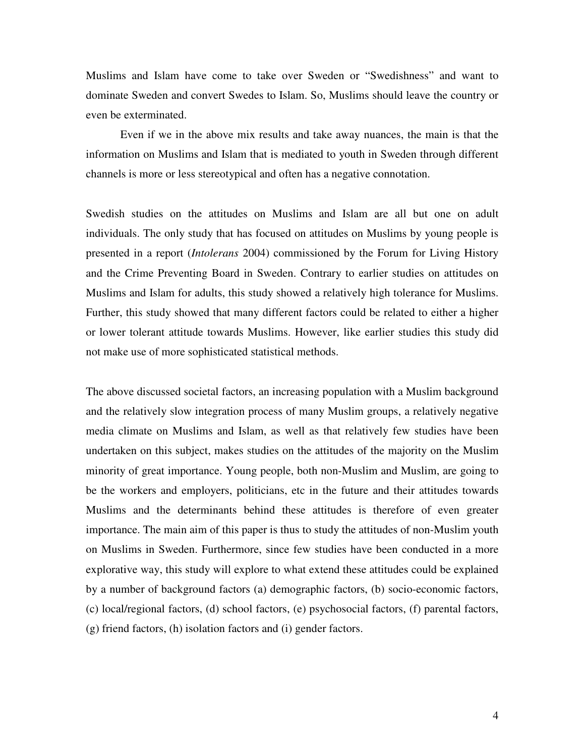Muslims and Islam have come to take over Sweden or "Swedishness" and want to dominate Sweden and convert Swedes to Islam. So, Muslims should leave the country or even be exterminated.

Even if we in the above mix results and take away nuances, the main is that the information on Muslims and Islam that is mediated to youth in Sweden through different channels is more or less stereotypical and often has a negative connotation.

Swedish studies on the attitudes on Muslims and Islam are all but one on adult individuals. The only study that has focused on attitudes on Muslims by young people is presented in a report (*Intolerans* 2004) commissioned by the Forum for Living History and the Crime Preventing Board in Sweden. Contrary to earlier studies on attitudes on Muslims and Islam for adults, this study showed a relatively high tolerance for Muslims. Further, this study showed that many different factors could be related to either a higher or lower tolerant attitude towards Muslims. However, like earlier studies this study did not make use of more sophisticated statistical methods.

The above discussed societal factors, an increasing population with a Muslim background and the relatively slow integration process of many Muslim groups, a relatively negative media climate on Muslims and Islam, as well as that relatively few studies have been undertaken on this subject, makes studies on the attitudes of the majority on the Muslim minority of great importance. Young people, both non-Muslim and Muslim, are going to be the workers and employers, politicians, etc in the future and their attitudes towards Muslims and the determinants behind these attitudes is therefore of even greater importance. The main aim of this paper is thus to study the attitudes of non-Muslim youth on Muslims in Sweden. Furthermore, since few studies have been conducted in a more explorative way, this study will explore to what extend these attitudes could be explained by a number of background factors (a) demographic factors, (b) socio-economic factors, (c) local/regional factors, (d) school factors, (e) psychosocial factors, (f) parental factors, (g) friend factors, (h) isolation factors and (i) gender factors.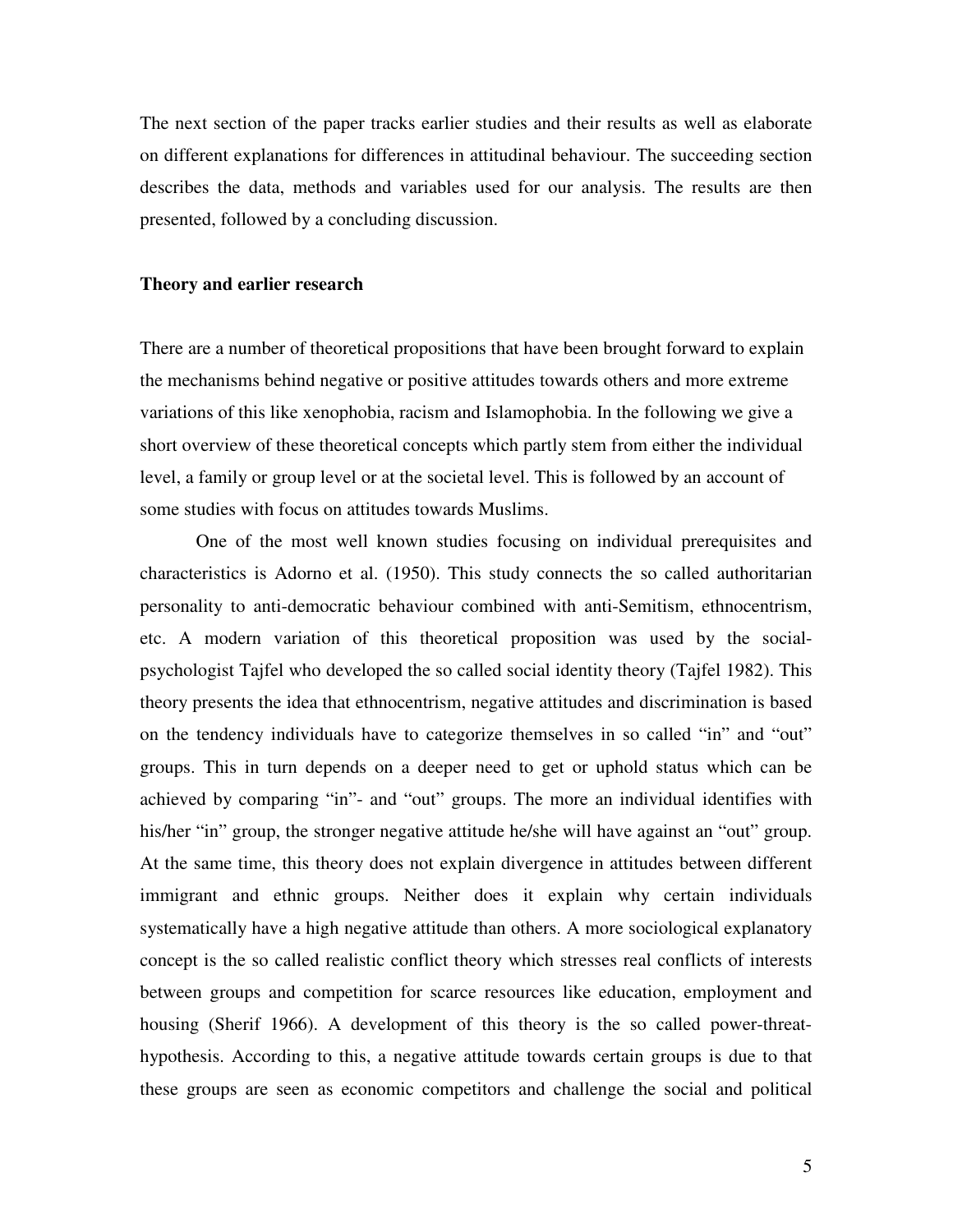The next section of the paper tracks earlier studies and their results as well as elaborate on different explanations for differences in attitudinal behaviour. The succeeding section describes the data, methods and variables used for our analysis. The results are then presented, followed by a concluding discussion.

## Theory and earlier research

There are a number of theoretical propositions that have been brought forward to explain the mechanisms behind negative or positive attitudes towards others and more extreme variations of this like xenophobia, racism and Islamophobia. In the following we give a short overview of these theoretical concepts which partly stem from either the individual level, a family or group level or at the societal level. This is followed by an account of some studies with focus on attitudes towards Muslims.

One of the most well known studies focusing on individual prerequisites and characteristics is Adorno et al. (1950). This study connects the so called authoritarian personality to anti-democratic behaviour combined with anti-Semitism, ethnocentrism, etc. A modern variation of this theoretical proposition was used by the social-psychologist Tajfel who developed the so called social identity theory (Tajfel 1982). This theory presents the idea that ethnocentrism, negative attitudes and discrimination is based on the tendency individuals have to categorize themselves in so called "in" and "out" groups. This in turn depends on a deeper need to get or uphold status which can be achieved by comparing "in"- and "out" groups. The more an individual identifies with his/her "in" group, the stronger negative attitude he/she will have against an "out" group. At the same time, this theory does not explain divergence in attitudes between different immigrant and ethnic groups. Neither does it explain why certain individuals systematically have a high negative attitude than others. A more sociological explanatory concept is the so called realistic conflict theory which stresses real conflicts of interests between groups and competition for scarce resources like education, employment and housing (Sherif 1966). A development of this theory is the so called power-threat-hypothesis. According to this, a negative attitude towards certain groups is due to that these groups are seen as economic competitors and challenge the social and political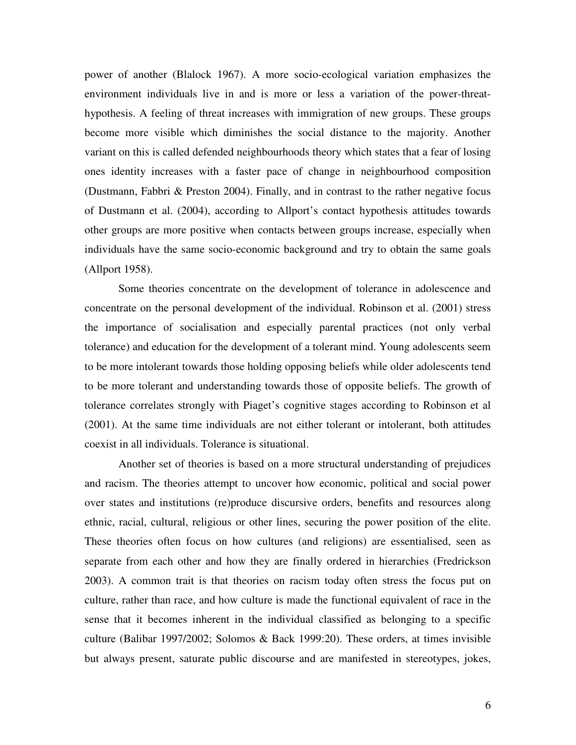power of another (Blalock 1967). A more socio-ecological variation emphasizes the environment individuals live in and is more or less a variation of the power-threat-hypothesis. A feeling of threat increases with immigration of new groups. These groups become more visible which diminishes the social distance to the majority. Another variant on this is called defended neighbourhoods theory which states that a fear of losing ones identity increases with a faster pace of change in neighbourhood composition (Dustmann, Fabbri & Preston 2004). Finally, and in contrast to the rather negative focus of Dustmann et al. (2004), according to Allport's contact hypothesis attitudes towards other groups are more positive when contacts between groups increase, especially when individuals have the same socio-economic background and try to obtain the same goals (Allport 1958).

Some theories concentrate on the development of tolerance in adolescence and concentrate on the personal development of the individual. Robinson et al. (2001) stress the importance of socialisation and especially parental practices (not only verbal tolerance) and education for the development of a tolerant mind. Young adolescents seem to be more intolerant towards those holding opposing beliefs while older adolescents tend to be more tolerant and understanding towards those of opposite beliefs. The growth of tolerance correlates strongly with Piaget's cognitive stages according to Robinson et al (2001). At the same time individuals are not either tolerant or intolerant, both attitudes coexist in all individuals. Tolerance is situational.

Another set of theories is based on a more structural understanding of prejudices and racism. The theories attempt to uncover how economic, political and social power over states and institutions (re)produce discursive orders, benefits and resources along ethnic, racial, cultural, religious or other lines, securing the power position of the elite. These theories often focus on how cultures (and religions) are essentialised, seen as separate from each other and how they are finally ordered in hierarchies (Fredrickson 2003). A common trait is that theories on racism today often stress the focus put on culture, rather than race, and how culture is made the functional equivalent of race in the sense that it becomes inherent in the individual classified as belonging to a specific culture (Balibar 1997/2002; Solomos & Back 1999:20). These orders, at times invisible but always present, saturate public discourse and are manifested in stereotypes, jokes,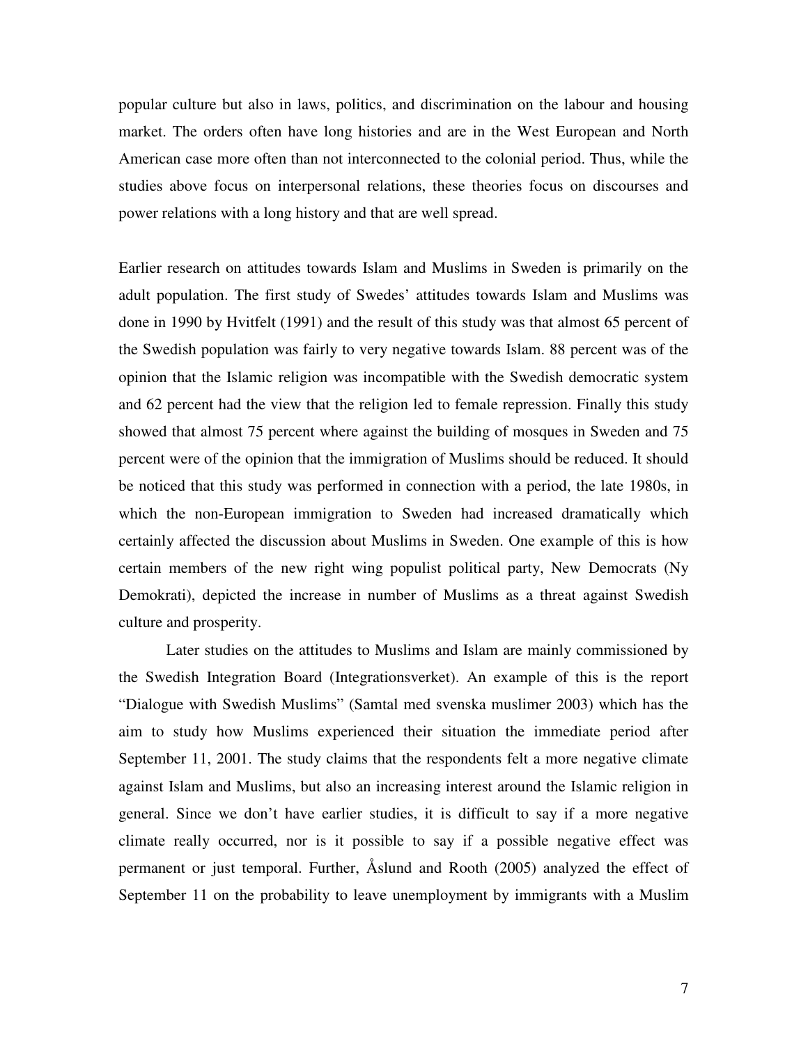popular culture but also in laws, politics, and discrimination on the labour and housing market. The orders often have long histories and are in the West European and North American case more often than not interconnected to the colonial period. Thus, while the studies above focus on interpersonal relations, these theories focus on discourses and power relations with a long history and that are well spread.

Earlier research on attitudes towards Islam and Muslims in Sweden is primarily on the adult population. The first study of Swedes' attitudes towards Islam and Muslims was done in 1990 by Hvitfelt (1991) and the result of this study was that almost 65 percent of the Swedish population was fairly to very negative towards Islam. 88 percent was of the opinion that the Islamic religion was incompatible with the Swedish democratic system and 62 percent had the view that the religion led to female repression. Finally this study showed that almost 75 percent where against the building of mosques in Sweden and 75 percent were of the opinion that the immigration of Muslims should be reduced. It should be noticed that this study was performed in connection with a period, the late 1980s, in which the non-European immigration to Sweden had increased dramatically which certainly affected the discussion about Muslims in Sweden. One example of this is how certain members of the new right wing populist political party, New Democrats (Ny Demokrati), depicted the increase in number of Muslims as a threat against Swedish culture and prosperity.

Later studies on the attitudes to Muslims and Islam are mainly commissioned by the Swedish Integration Board (Integrationsverket). An example of this is the report "Dialogue with Swedish Muslims" (Samtal med svenska muslimer 2003) which has the aim to study how Muslims experienced their situation the immediate period after September 11, 2001. The study claims that the respondents felt a more negative climate against Islam and Muslims, but also an increasing interest around the Islamic religion in general. Since we don't have earlier studies, it is difficult to say if a more negative climate really occurred, nor is it possible to say if a possible negative effect was permanent or just temporal. Further, Åslund and Rooth (2005) analyzed the effect of September 11 on the probability to leave unemployment by immigrants with a Muslim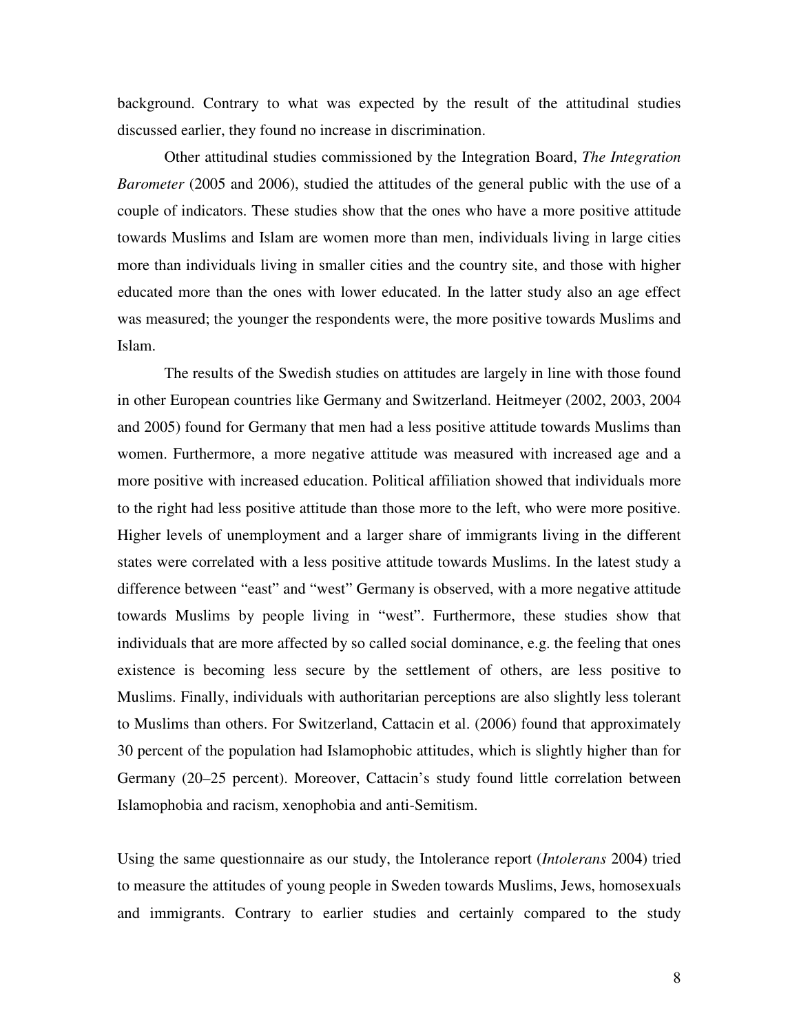background. Contrary to what was expected by the result of the attitudinal studies discussed earlier, they found no increase in discrimination.

Other attitudinal studies commissioned by the Integration Board, *The Integration Barometer* (2005 and 2006), studied the attitudes of the general public with the use of a couple of indicators. These studies show that the ones who have a more positive attitude towards Muslims and Islam are women more than men, individuals living in large cities more than individuals living in smaller cities and the country site, and those with higher educated more than the ones with lower educated. In the latter study also an age effect was measured; the younger the respondents were, the more positive towards Muslims and Islam.

The results of the Swedish studies on attitudes are largely in line with those found in other European countries like Germany and Switzerland. Heitmeyer (2002, 2003, 2004 and 2005) found for Germany that men had a less positive attitude towards Muslims than women. Furthermore, a more negative attitude was measured with increased age and a more positive with increased education. Political affiliation showed that individuals more to the right had less positive attitude than those more to the left, who were more positive. Higher levels of unemployment and a larger share of immigrants living in the different states were correlated with a less positive attitude towards Muslims. In the latest study a difference between "east" and "west" Germany is observed, with a more negative attitude towards Muslims by people living in "west". Furthermore, these studies show that individuals that are more affected by so called social dominance, e.g. the feeling that ones existence is becoming less secure by the settlement of others, are less positive to Muslims. Finally, individuals with authoritarian perceptions are also slightly less tolerant to Muslims than others. For Switzerland, Cattacin et al. (2006) found that approximately 30 percent of the population had Islamophobic attitudes, which is slightly higher than for Germany (20–25 percent). Moreover, Cattacin's study found little correlation between Islamophobia and racism, xenophobia and anti-Semitism.

Using the same questionnaire as our study, the Intolerance report (*Intolerans* 2004) tried to measure the attitudes of young people in Sweden towards Muslims, Jews, homosexuals and immigrants. Contrary to earlier studies and certainly compared to the study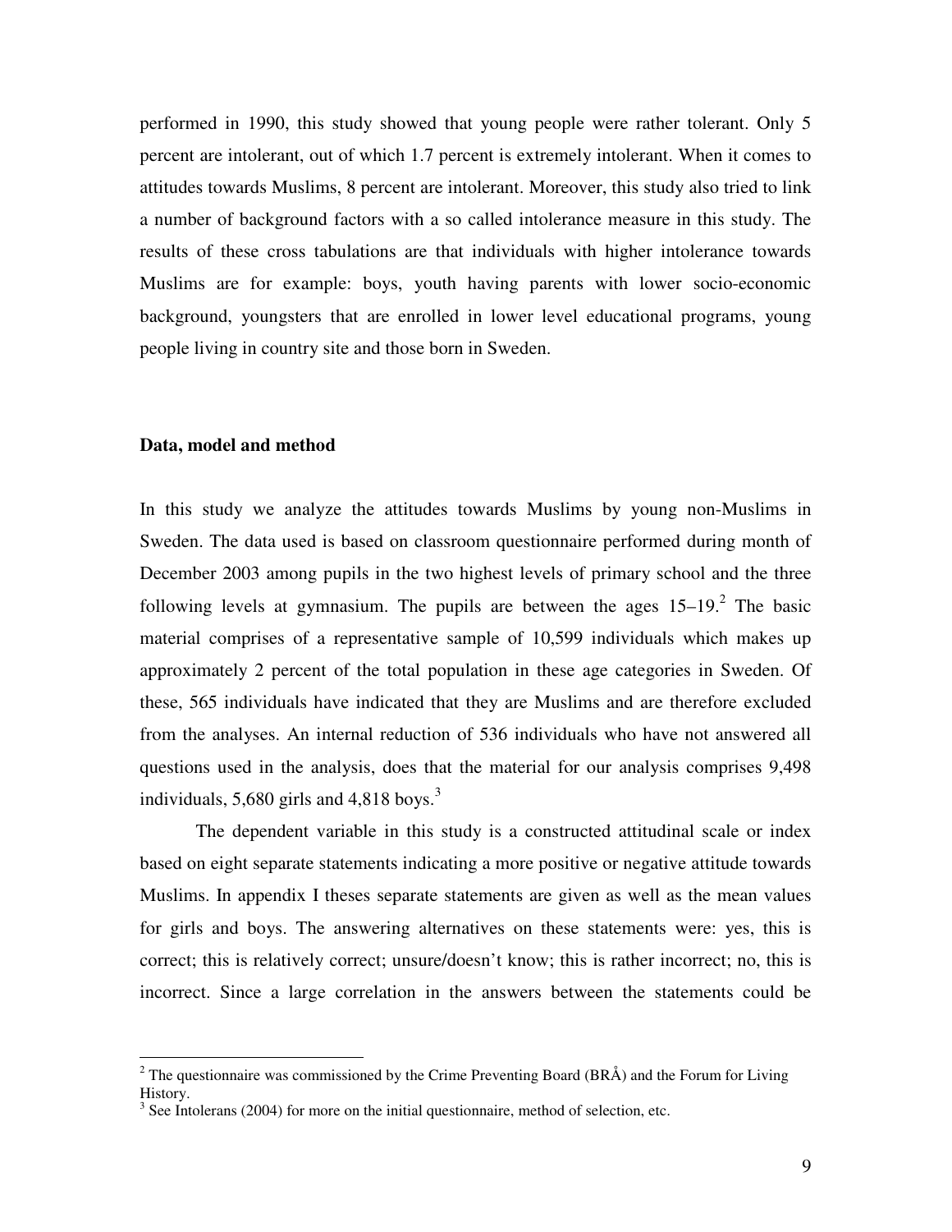performed in 1990, this study showed that young people were rather tolerant. Only 5 percent are intolerant, out of which 1.7 percent is extremely intolerant. When it comes to attitudes towards Muslims, 8 percent are intolerant. Moreover, this study also tried to link a number of background factors with a so called intolerance measure in this study. The results of these cross tabulations are that individuals with higher intolerance towards Muslims are for example: boys, youth having parents with lower socio-economic background, youngsters that are enrolled in lower level educational programs, young people living in country site and those born in Sweden.

**Data, model and method**

In this study we analyze the attitudes towards Muslims by young non-Muslims in Sweden. The data used is based on classroom questionnaire performed during month of December 2003 among pupils in the two highest levels of primary school and the three following levels at gymnasium. The pupils are between the ages 15–19.[2] The basic material comprises of a representative sample of 10,599 individuals which makes up approximately 2 percent of the total population in these age categories in Sweden. Of these, 565 individuals have indicated that they are Muslims and are therefore excluded from the analyses. An internal reduction of 536 individuals who have not answered all questions used in the analysis, does that the material for our analysis comprises 9,498 individuals, 5,680 girls and 4,818 boys.[3]

The dependent variable in this study is a constructed attitudinal scale or index based on eight separate statements indicating a more positive or negative attitude towards Muslims. In appendix I theses separate statements are given as well as the mean values for girls and boys. The answering alternatives on these statements were: yes, this is correct; this is relatively correct; unsure/doesn't know; this is rather incorrect; no, this is incorrect. Since a large correlation in the answers between the statements could be

[2] The questionnaire was commissioned by the Crime Preventing Board (BRÅ) and the Forum for Living History.

[3] See Intolerans (2004) for more on the initial questionnaire, method of selection, etc.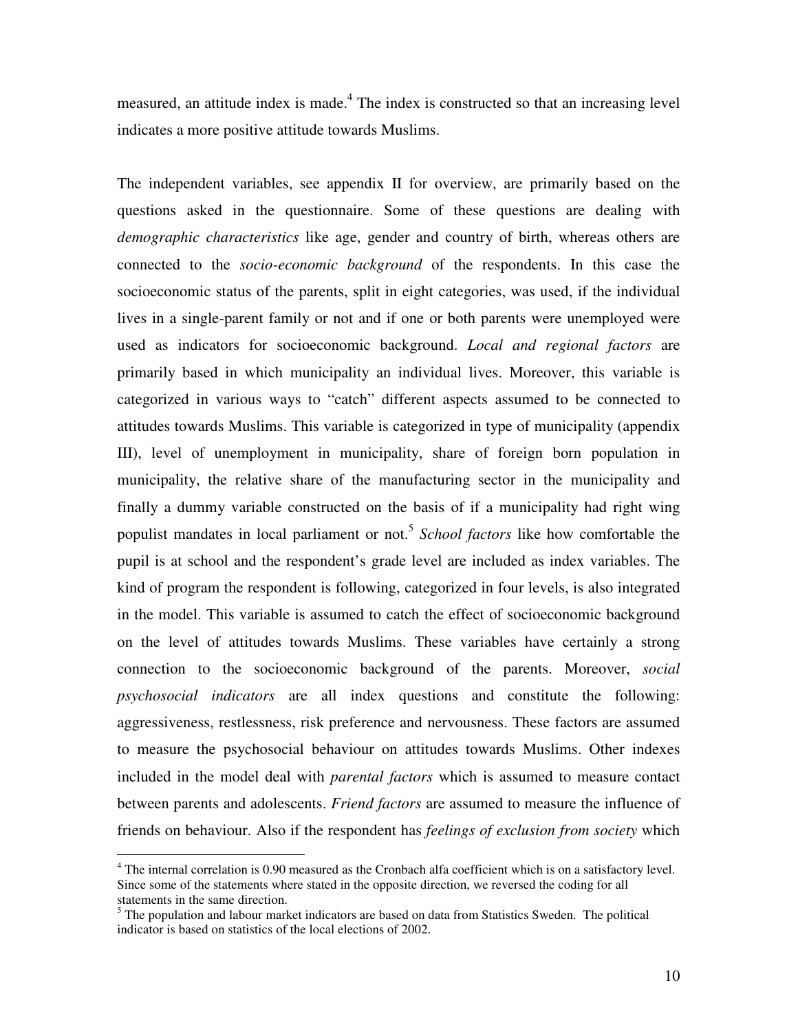measured, an attitude index is made.[4] The index is constructed so that an increasing level indicates a more positive attitude towards Muslims.

The independent variables, see appendix II for overview, are primarily based on the questions asked in the questionnaire. Some of these questions are dealing with *demographic characteristics* like age, gender and country of birth, whereas others are connected to the *socio-economic background* of the respondents. In this case the socioeconomic status of the parents, split in eight categories, was used, if the individual lives in a single-parent family or not and if one or both parents were unemployed were used as indicators for socioeconomic background. *Local and regional factors* are primarily based in which municipality an individual lives. Moreover, this variable is categorized in various ways to "catch" different aspects assumed to be connected to attitudes towards Muslims. This variable is categorized in type of municipality (appendix III), level of unemployment in municipality, share of foreign born population in municipality, the relative share of the manufacturing sector in the municipality and finally a dummy variable constructed on the basis of if a municipality had right wing populist mandates in local parliament or not.[5] *School factors* like how comfortable the pupil is at school and the respondent's grade level are included as index variables. The kind of program the respondent is following, categorized in four levels, is also integrated in the model. This variable is assumed to catch the effect of socioeconomic background on the level of attitudes towards Muslims. These variables have certainly a strong connection to the socioeconomic background of the parents. Moreover, *social psychosocial indicators* are all index questions and constitute the following: aggressiveness, restlessness, risk preference and nervousness. These factors are assumed to measure the psychosocial behaviour on attitudes towards Muslims. Other indexes included in the model deal with *parental factors* which is assumed to measure contact between parents and adolescents. *Friend factors* are assumed to measure the influence of friends on behaviour. Also if the respondent has *feelings of exclusion from society* which

---

[4] The internal correlation is 0.90 measured as the Cronbach alfa coefficient which is on a satisfactory level. Since some of the statements where stated in the opposite direction, we reversed the coding for all statements in the same direction.

[5] The population and labour market indicators are based on data from Statistics Sweden. The political indicator is based on statistics of the local elections of 2002.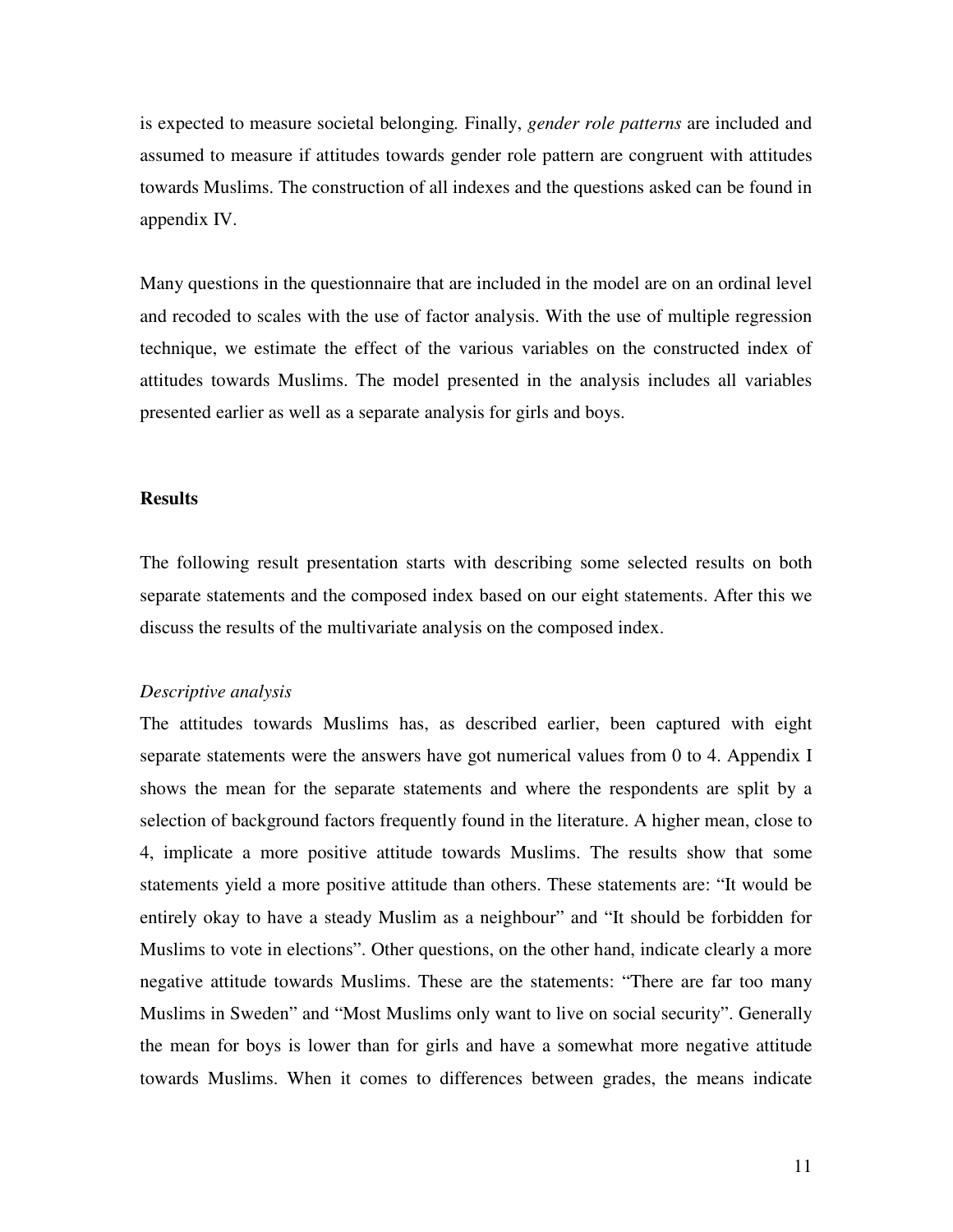is expected to measure societal belonging. Finally, *gender role patterns* are included and assumed to measure if attitudes towards gender role pattern are congruent with attitudes towards Muslims. The construction of all indexes and the questions asked can be found in appendix IV.

Many questions in the questionnaire that are included in the model are on an ordinal level and recoded to scales with the use of factor analysis. With the use of multiple regression technique, we estimate the effect of the various variables on the constructed index of attitudes towards Muslims. The model presented in the analysis includes all variables presented earlier as well as a separate analysis for girls and boys.

## Results

The following result presentation starts with describing some selected results on both separate statements and the composed index based on our eight statements. After this we discuss the results of the multivariate analysis on the composed index.

### *Descriptive analysis*

The attitudes towards Muslims has, as described earlier, been captured with eight separate statements were the answers have got numerical values from 0 to 4. Appendix I shows the mean for the separate statements and where the respondents are split by a selection of background factors frequently found in the literature. A higher mean, close to 4, implicate a more positive attitude towards Muslims. The results show that some statements yield a more positive attitude than others. These statements are: "It would be entirely okay to have a steady Muslim as a neighbour" and "It should be forbidden for Muslims to vote in elections". Other questions, on the other hand, indicate clearly a more negative attitude towards Muslims. These are the statements: "There are far too many Muslims in Sweden" and "Most Muslims only want to live on social security". Generally the mean for boys is lower than for girls and have a somewhat more negative attitude towards Muslims. When it comes to differences between grades, the means indicate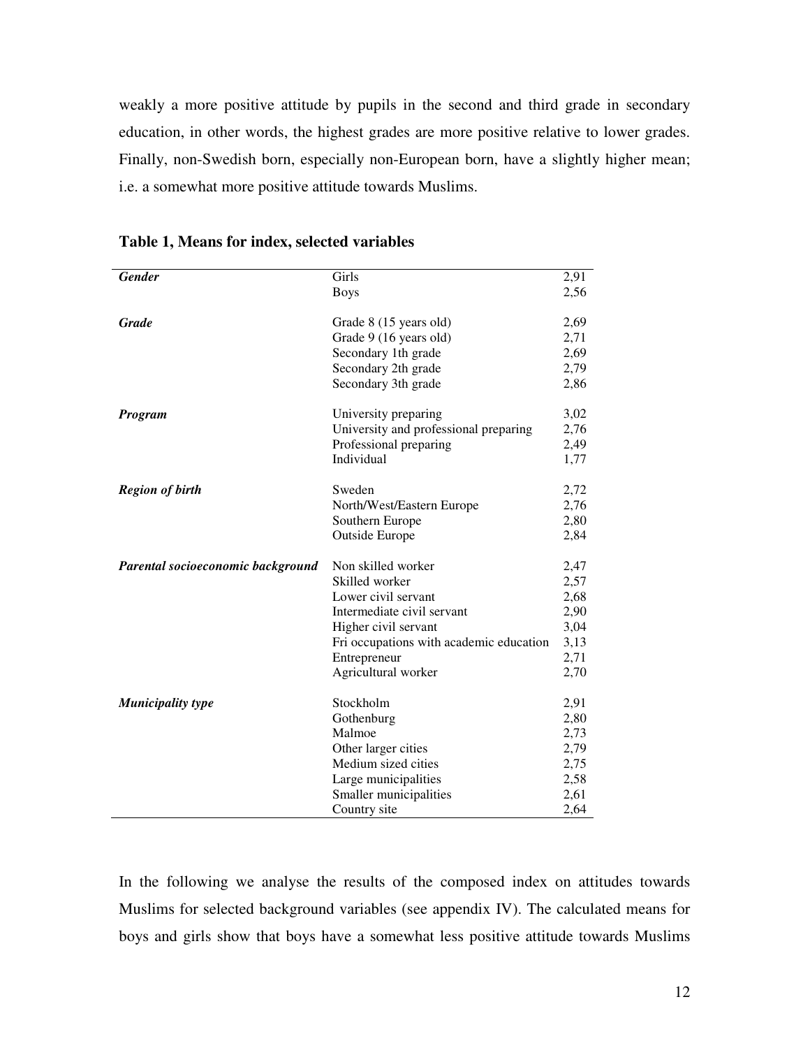weakly a more positive attitude by pupils in the second and third grade in secondary education, in other words, the highest grades are more positive relative to lower grades. Finally, non-Swedish born, especially non-European born, have a slightly higher mean; i.e. a somewhat more positive attitude towards Muslims.

**Table 1, Means for index, selected variables**

| | | |
|---|---|---|
| ***Gender*** | Girls | 2,91 |
| | Boys | 2,56 |
| ***Grade*** | Grade 8 (15 years old) | 2,69 |
| | Grade 9 (16 years old) | 2,71 |
| | Secondary 1th grade | 2,69 |
| | Secondary 2th grade | 2,79 |
| | Secondary 3th grade | 2,86 |
| ***Program*** | University preparing | 3,02 |
| | University and professional preparing | 2,76 |
| | Professional preparing | 2,49 |
| | Individual | 1,77 |
| ***Region of birth*** | Sweden | 2,72 |
| | North/West/Eastern Europe | 2,76 |
| | Southern Europe | 2,80 |
| | Outside Europe | 2,84 |
| ***Parental socioeconomic background*** | Non skilled worker | 2,47 |
| | Skilled worker | 2,57 |
| | Lower civil servant | 2,68 |
| | Intermediate civil servant | 2,90 |
| | Higher civil servant | 3,04 |
| | Fri occupations with academic education | 3,13 |
| | Entrepreneur | 2,71 |
| | Agricultural worker | 2,70 |
| ***Municipality type*** | Stockholm | 2,91 |
| | Gothenburg | 2,80 |
| | Malmoe | 2,73 |
| | Other larger cities | 2,79 |
| | Medium sized cities | 2,75 |
| | Large municipalities | 2,58 |
| | Smaller municipalities | 2,61 |
| | Country site | 2,64 |

In the following we analyse the results of the composed index on attitudes towards Muslims for selected background variables (see appendix IV). The calculated means for boys and girls show that boys have a somewhat less positive attitude towards Muslims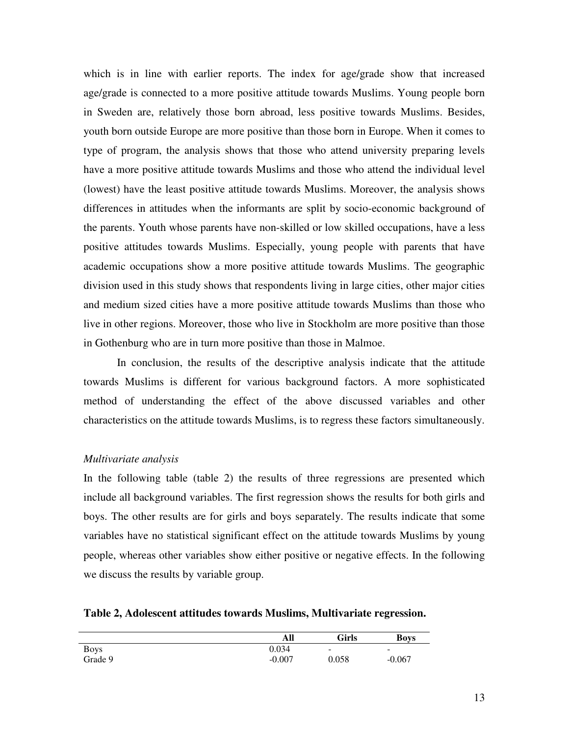which is in line with earlier reports. The index for age/grade show that increased age/grade is connected to a more positive attitude towards Muslims. Young people born in Sweden are, relatively those born abroad, less positive towards Muslims. Besides, youth born outside Europe are more positive than those born in Europe. When it comes to type of program, the analysis shows that those who attend university preparing levels have a more positive attitude towards Muslims and those who attend the individual level (lowest) have the least positive attitude towards Muslims. Moreover, the analysis shows differences in attitudes when the informants are split by socio-economic background of the parents. Youth whose parents have non-skilled or low skilled occupations, have a less positive attitudes towards Muslims. Especially, young people with parents that have academic occupations show a more positive attitude towards Muslims. The geographic division used in this study shows that respondents living in large cities, other major cities and medium sized cities have a more positive attitude towards Muslims than those who live in other regions. Moreover, those who live in Stockholm are more positive than those in Gothenburg who are in turn more positive than those in Malmoe.

In conclusion, the results of the descriptive analysis indicate that the attitude towards Muslims is different for various background factors. A more sophisticated method of understanding the effect of the above discussed variables and other characteristics on the attitude towards Muslims, is to regress these factors simultaneously.

*Multivariate analysis*

In the following table (table 2) the results of three regressions are presented which include all background variables. The first regression shows the results for both girls and boys. The other results are for girls and boys separately. The results indicate that some variables have no statistical significant effect on the attitude towards Muslims by young people, whereas other variables show either positive or negative effects. In the following we discuss the results by variable group.

**Table 2, Adolescent attitudes towards Muslims, Multivariate regression.**

| | All | Girls | Boys |
|---|---|---|---|
| Boys | 0.034 | - | - |
| Grade 9 | -0.007 | 0.058 | -0.067 |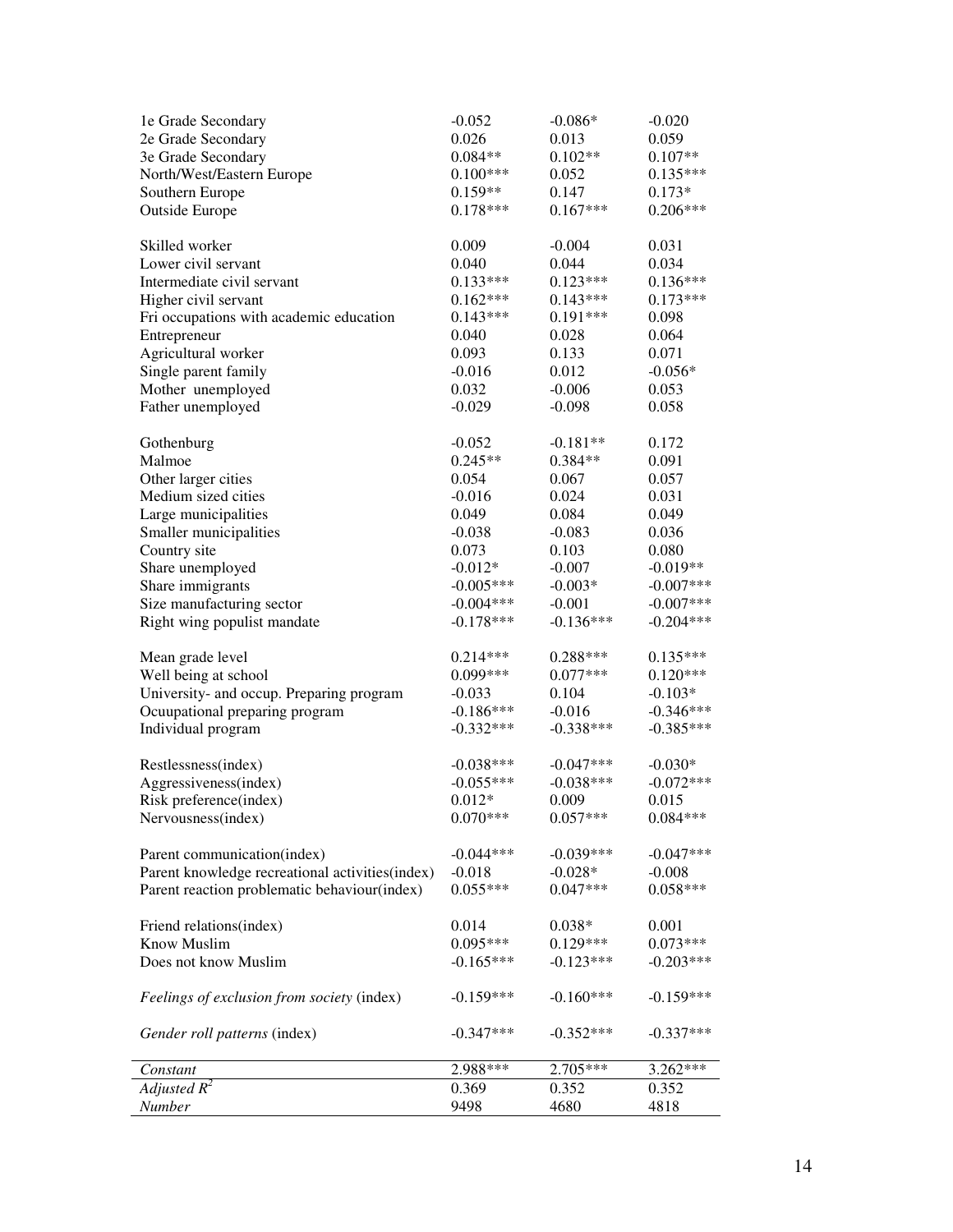| | | | |
|---|---|---|---|
| 1e Grade Secondary | -0.052 | -0.086* | -0.020 |
| 2e Grade Secondary | 0.026 | 0.013 | 0.059 |
| 3e Grade Secondary | 0.084** | 0.102** | 0.107** |
| North/West/Eastern Europe | 0.100*** | 0.052 | 0.135*** |
| Southern Europe | 0.159** | 0.147 | 0.173* |
| Outside Europe | 0.178*** | 0.167*** | 0.206*** |
| | | | |
| Skilled worker | 0.009 | -0.004 | 0.031 |
| Lower civil servant | 0.040 | 0.044 | 0.034 |
| Intermediate civil servant | 0.133*** | 0.123*** | 0.136*** |
| Higher civil servant | 0.162*** | 0.143*** | 0.173*** |
| Fri occupations with academic education | 0.143*** | 0.191*** | 0.098 |
| Entrepreneur | 0.040 | 0.028 | 0.064 |
| Agricultural worker | 0.093 | 0.133 | 0.071 |
| Single parent family | -0.016 | 0.012 | -0.056* |
| Mother unemployed | 0.032 | -0.006 | 0.053 |
| Father unemployed | -0.029 | -0.098 | 0.058 |
| | | | |
| Gothenburg | -0.052 | -0.181** | 0.172 |
| Malmoe | 0.245** | 0.384** | 0.091 |
| Other larger cities | 0.054 | 0.067 | 0.057 |
| Medium sized cities | -0.016 | 0.024 | 0.031 |
| Large municipalities | 0.049 | 0.084 | 0.049 |
| Smaller municipalities | -0.038 | -0.083 | 0.036 |
| Country site | 0.073 | 0.103 | 0.080 |
| Share unemployed | -0.012* | -0.007 | -0.019** |
| Share immigrants | -0.005*** | -0.003* | -0.007*** |
| Size manufacturing sector | -0.004*** | -0.001 | -0.007*** |
| Right wing populist mandate | -0.178*** | -0.136*** | -0.204*** |
| | | | |
| Mean grade level | 0.214*** | 0.288*** | 0.135*** |
| Well being at school | 0.099*** | 0.077*** | 0.120*** |
| University- and occup. Preparing program | -0.033 | 0.104 | -0.103* |
| Ocuupational preparing program | -0.186*** | -0.016 | -0.346*** |
| Individual program | -0.332*** | -0.338*** | -0.385*** |
| | | | |
| Restlessness(index) | -0.038*** | -0.047*** | -0.030* |
| Aggressiveness(index) | -0.055*** | -0.038*** | -0.072*** |
| Risk preference(index) | 0.012* | 0.009 | 0.015 |
| Nervousness(index) | 0.070*** | 0.057*** | 0.084*** |
| | | | |
| Parent communication(index) | -0.044*** | -0.039*** | -0.047*** |
| Parent knowledge recreational activities(index) | -0.018 | -0.028* | -0.008 |
| Parent reaction problematic behaviour(index) | 0.055*** | 0.047*** | 0.058*** |
| | | | |
| Friend relations(index) | 0.014 | 0.038* | 0.001 |
| Know Muslim | 0.095*** | 0.129*** | 0.073*** |
| Does not know Muslim | -0.165*** | -0.123*** | -0.203*** |
| | | | |
| *Feelings of exclusion from society* (index) | -0.159*** | -0.160*** | -0.159*** |
| | | | |
| *Gender roll patterns* (index) | -0.347*** | -0.352*** | -0.337*** |
| | | | |
| *Constant* | 2.988*** | 2.705*** | 3.262*** |
| *Adjusted* $R^2$ | 0.369 | 0.352 | 0.352 |
| *Number* | 9498 | 4680 | 4818 |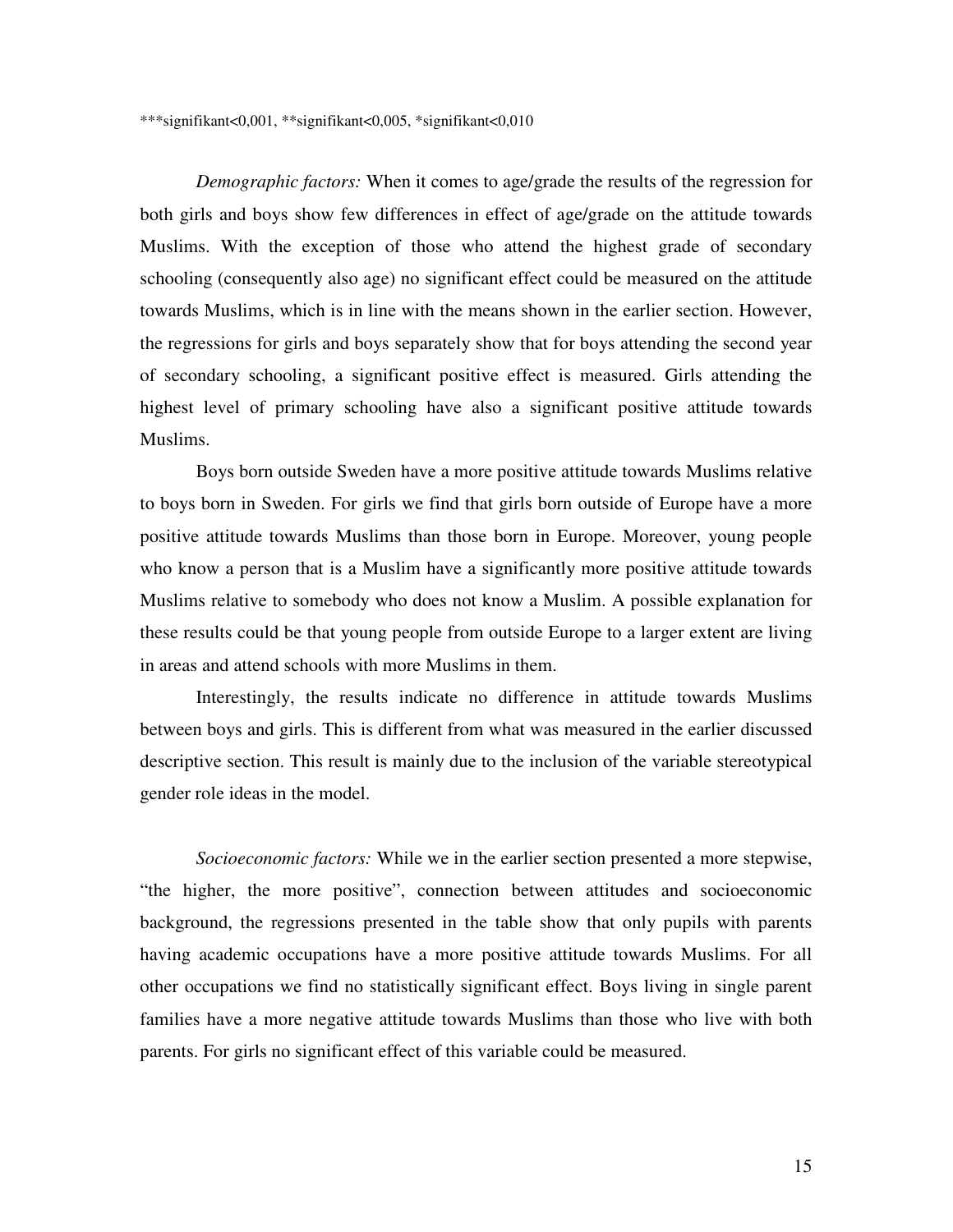***signifikant<0,001, **signifikant<0,005, *signifikant<0,010

*Demographic factors:* When it comes to age/grade the results of the regression for both girls and boys show few differences in effect of age/grade on the attitude towards Muslims. With the exception of those who attend the highest grade of secondary schooling (consequently also age) no significant effect could be measured on the attitude towards Muslims, which is in line with the means shown in the earlier section. However, the regressions for girls and boys separately show that for boys attending the second year of secondary schooling, a significant positive effect is measured. Girls attending the highest level of primary schooling have also a significant positive attitude towards Muslims.

Boys born outside Sweden have a more positive attitude towards Muslims relative to boys born in Sweden. For girls we find that girls born outside of Europe have a more positive attitude towards Muslims than those born in Europe. Moreover, young people who know a person that is a Muslim have a significantly more positive attitude towards Muslims relative to somebody who does not know a Muslim. A possible explanation for these results could be that young people from outside Europe to a larger extent are living in areas and attend schools with more Muslims in them.

Interestingly, the results indicate no difference in attitude towards Muslims between boys and girls. This is different from what was measured in the earlier discussed descriptive section. This result is mainly due to the inclusion of the variable stereotypical gender role ideas in the model.

*Socioeconomic factors:* While we in the earlier section presented a more stepwise, "the higher, the more positive", connection between attitudes and socioeconomic background, the regressions presented in the table show that only pupils with parents having academic occupations have a more positive attitude towards Muslims. For all other occupations we find no statistically significant effect. Boys living in single parent families have a more negative attitude towards Muslims than those who live with both parents. For girls no significant effect of this variable could be measured.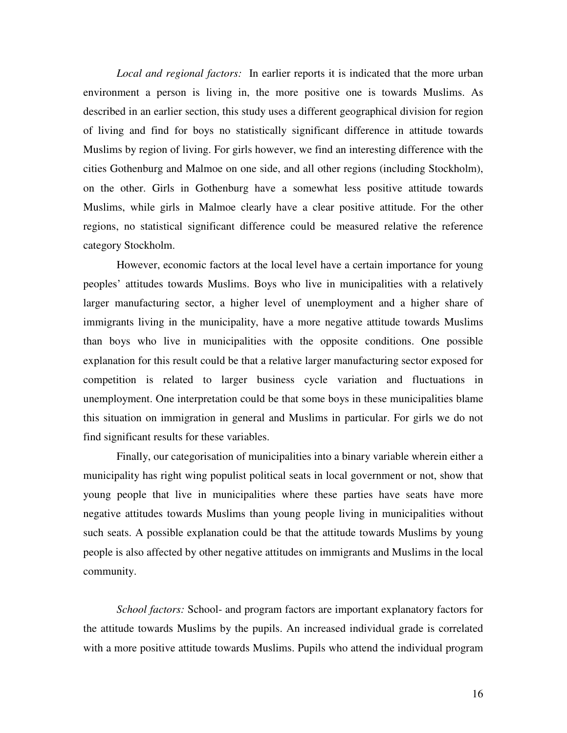*Local and regional factors:* In earlier reports it is indicated that the more urban environment a person is living in, the more positive one is towards Muslims. As described in an earlier section, this study uses a different geographical division for region of living and find for boys no statistically significant difference in attitude towards Muslims by region of living. For girls however, we find an interesting difference with the cities Gothenburg and Malmoe on one side, and all other regions (including Stockholm), on the other. Girls in Gothenburg have a somewhat less positive attitude towards Muslims, while girls in Malmoe clearly have a clear positive attitude. For the other regions, no statistical significant difference could be measured relative the reference category Stockholm.

However, economic factors at the local level have a certain importance for young peoples' attitudes towards Muslims. Boys who live in municipalities with a relatively larger manufacturing sector, a higher level of unemployment and a higher share of immigrants living in the municipality, have a more negative attitude towards Muslims than boys who live in municipalities with the opposite conditions. One possible explanation for this result could be that a relative larger manufacturing sector exposed for competition is related to larger business cycle variation and fluctuations in unemployment. One interpretation could be that some boys in these municipalities blame this situation on immigration in general and Muslims in particular. For girls we do not find significant results for these variables.

Finally, our categorisation of municipalities into a binary variable wherein either a municipality has right wing populist political seats in local government or not, show that young people that live in municipalities where these parties have seats have more negative attitudes towards Muslims than young people living in municipalities without such seats. A possible explanation could be that the attitude towards Muslims by young people is also affected by other negative attitudes on immigrants and Muslims in the local community.

*School factors:* School- and program factors are important explanatory factors for the attitude towards Muslims by the pupils. An increased individual grade is correlated with a more positive attitude towards Muslims. Pupils who attend the individual program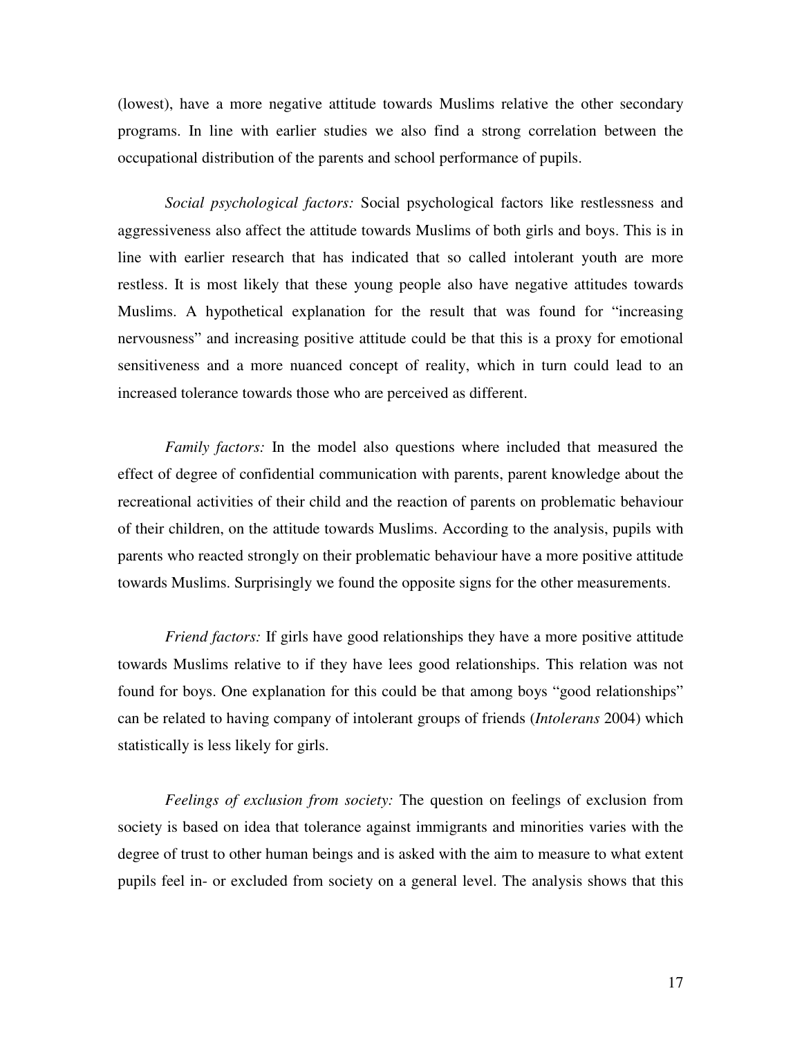(lowest), have a more negative attitude towards Muslims relative the other secondary programs. In line with earlier studies we also find a strong correlation between the occupational distribution of the parents and school performance of pupils.

*Social psychological factors:* Social psychological factors like restlessness and aggressiveness also affect the attitude towards Muslims of both girls and boys. This is in line with earlier research that has indicated that so called intolerant youth are more restless. It is most likely that these young people also have negative attitudes towards Muslims. A hypothetical explanation for the result that was found for "increasing nervousness" and increasing positive attitude could be that this is a proxy for emotional sensitiveness and a more nuanced concept of reality, which in turn could lead to an increased tolerance towards those who are perceived as different.

*Family factors:* In the model also questions where included that measured the effect of degree of confidential communication with parents, parent knowledge about the recreational activities of their child and the reaction of parents on problematic behaviour of their children, on the attitude towards Muslims. According to the analysis, pupils with parents who reacted strongly on their problematic behaviour have a more positive attitude towards Muslims. Surprisingly we found the opposite signs for the other measurements.

*Friend factors:* If girls have good relationships they have a more positive attitude towards Muslims relative to if they have lees good relationships. This relation was not found for boys. One explanation for this could be that among boys "good relationships" can be related to having company of intolerant groups of friends (*Intolerans* 2004) which statistically is less likely for girls.

*Feelings of exclusion from society:* The question on feelings of exclusion from society is based on idea that tolerance against immigrants and minorities varies with the degree of trust to other human beings and is asked with the aim to measure to what extent pupils feel in- or excluded from society on a general level. The analysis shows that this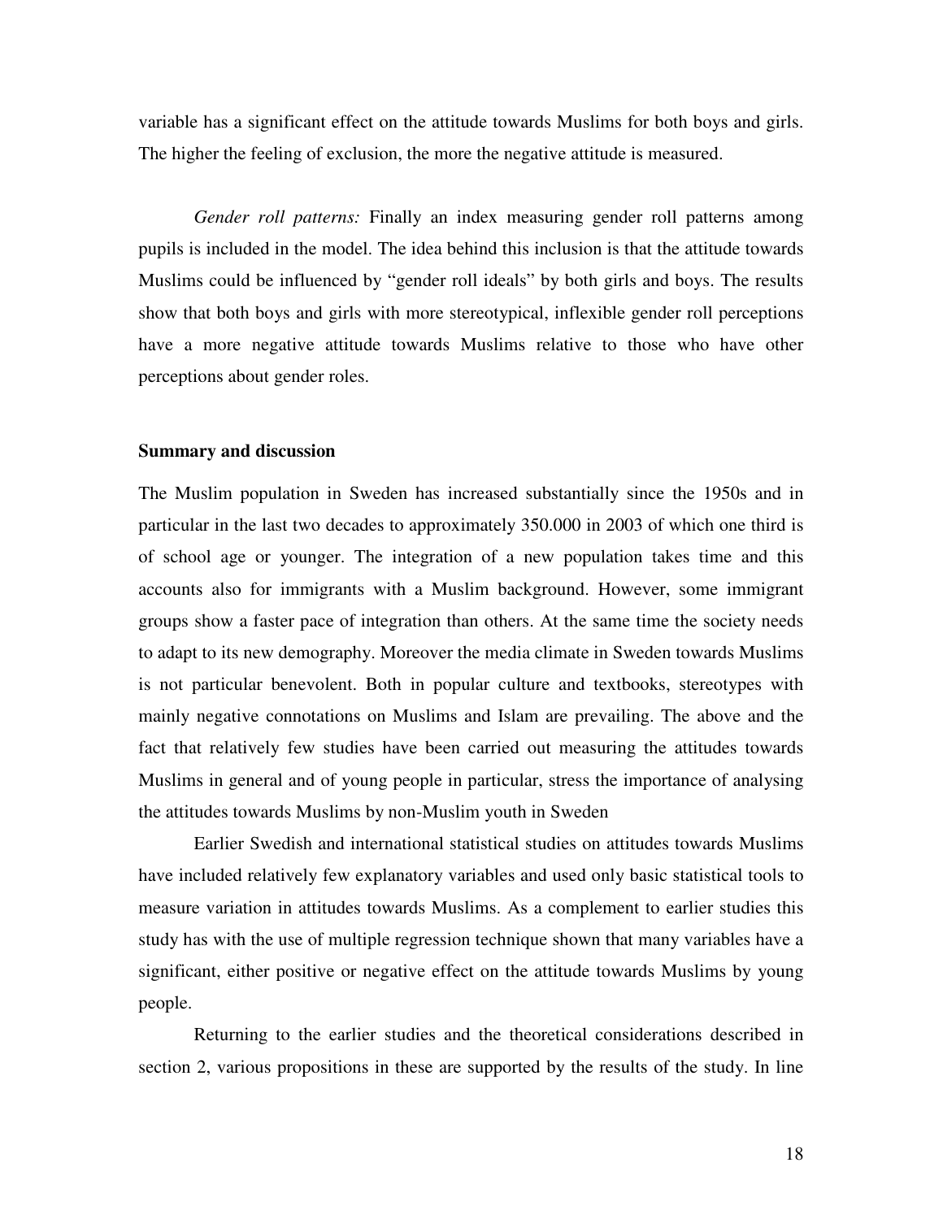variable has a significant effect on the attitude towards Muslims for both boys and girls. The higher the feeling of exclusion, the more the negative attitude is measured.

*Gender roll patterns:* Finally an index measuring gender roll patterns among pupils is included in the model. The idea behind this inclusion is that the attitude towards Muslims could be influenced by "gender roll ideals" by both girls and boys. The results show that both boys and girls with more stereotypical, inflexible gender roll perceptions have a more negative attitude towards Muslims relative to those who have other perceptions about gender roles.

**Summary and discussion**

The Muslim population in Sweden has increased substantially since the 1950s and in particular in the last two decades to approximately 350.000 in 2003 of which one third is of school age or younger. The integration of a new population takes time and this accounts also for immigrants with a Muslim background. However, some immigrant groups show a faster pace of integration than others. At the same time the society needs to adapt to its new demography. Moreover the media climate in Sweden towards Muslims is not particular benevolent. Both in popular culture and textbooks, stereotypes with mainly negative connotations on Muslims and Islam are prevailing. The above and the fact that relatively few studies have been carried out measuring the attitudes towards Muslims in general and of young people in particular, stress the importance of analysing the attitudes towards Muslims by non-Muslim youth in Sweden

Earlier Swedish and international statistical studies on attitudes towards Muslims have included relatively few explanatory variables and used only basic statistical tools to measure variation in attitudes towards Muslims. As a complement to earlier studies this study has with the use of multiple regression technique shown that many variables have a significant, either positive or negative effect on the attitude towards Muslims by young people.

Returning to the earlier studies and the theoretical considerations described in section 2, various propositions in these are supported by the results of the study. In line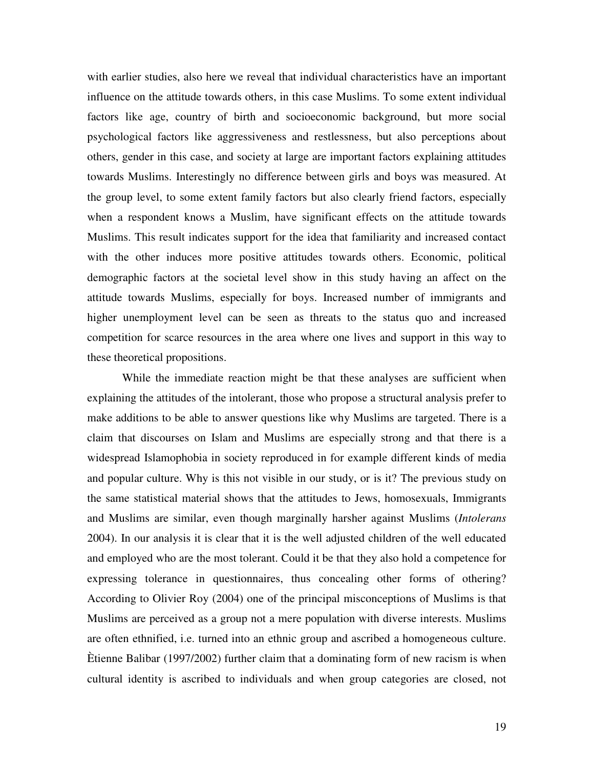with earlier studies, also here we reveal that individual characteristics have an important influence on the attitude towards others, in this case Muslims. To some extent individual factors like age, country of birth and socioeconomic background, but more social psychological factors like aggressiveness and restlessness, but also perceptions about others, gender in this case, and society at large are important factors explaining attitudes towards Muslims. Interestingly no difference between girls and boys was measured. At the group level, to some extent family factors but also clearly friend factors, especially when a respondent knows a Muslim, have significant effects on the attitude towards Muslims. This result indicates support for the idea that familiarity and increased contact with the other induces more positive attitudes towards others. Economic, political demographic factors at the societal level show in this study having an affect on the attitude towards Muslims, especially for boys. Increased number of immigrants and higher unemployment level can be seen as threats to the status quo and increased competition for scarce resources in the area where one lives and support in this way to these theoretical propositions.

While the immediate reaction might be that these analyses are sufficient when explaining the attitudes of the intolerant, those who propose a structural analysis prefer to make additions to be able to answer questions like why Muslims are targeted. There is a claim that discourses on Islam and Muslims are especially strong and that there is a widespread Islamophobia in society reproduced in for example different kinds of media and popular culture. Why is this not visible in our study, or is it? The previous study on the same statistical material shows that the attitudes to Jews, homosexuals, Immigrants and Muslims are similar, even though marginally harsher against Muslims (*Intolerans* 2004). In our analysis it is clear that it is the well adjusted children of the well educated and employed who are the most tolerant. Could it be that they also hold a competence for expressing tolerance in questionnaires, thus concealing other forms of othering? According to Olivier Roy (2004) one of the principal misconceptions of Muslims is that Muslims are perceived as a group not a mere population with diverse interests. Muslims are often ethnified, i.e. turned into an ethnic group and ascribed a homogeneous culture. Ètienne Balibar (1997/2002) further claim that a dominating form of new racism is when cultural identity is ascribed to individuals and when group categories are closed, not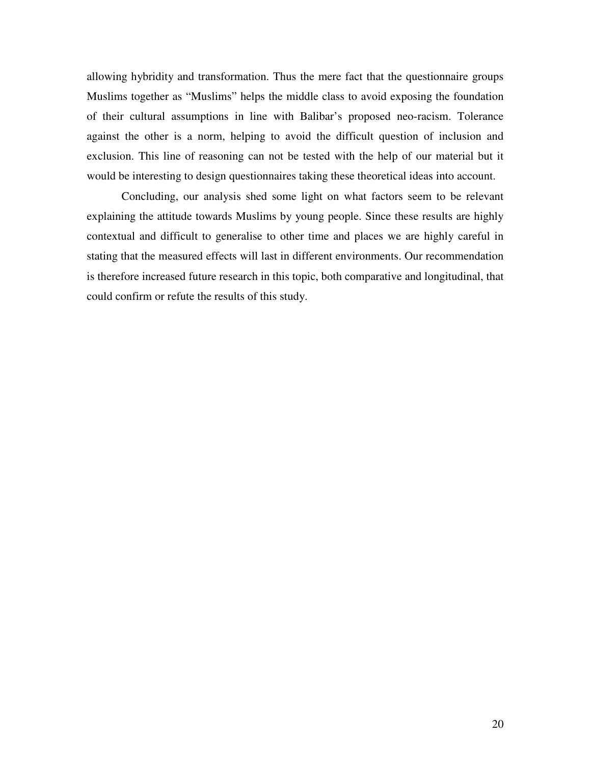allowing hybridity and transformation. Thus the mere fact that the questionnaire groups Muslims together as “Muslims” helps the middle class to avoid exposing the foundation of their cultural assumptions in line with Balibar’s proposed neo-racism. Tolerance against the other is a norm, helping to avoid the difficult question of inclusion and exclusion. This line of reasoning can not be tested with the help of our material but it would be interesting to design questionnaires taking these theoretical ideas into account.

Concluding, our analysis shed some light on what factors seem to be relevant explaining the attitude towards Muslims by young people. Since these results are highly contextual and difficult to generalise to other time and places we are highly careful in stating that the measured effects will last in different environments. Our recommendation is therefore increased future research in this topic, both comparative and longitudinal, that could confirm or refute the results of this study.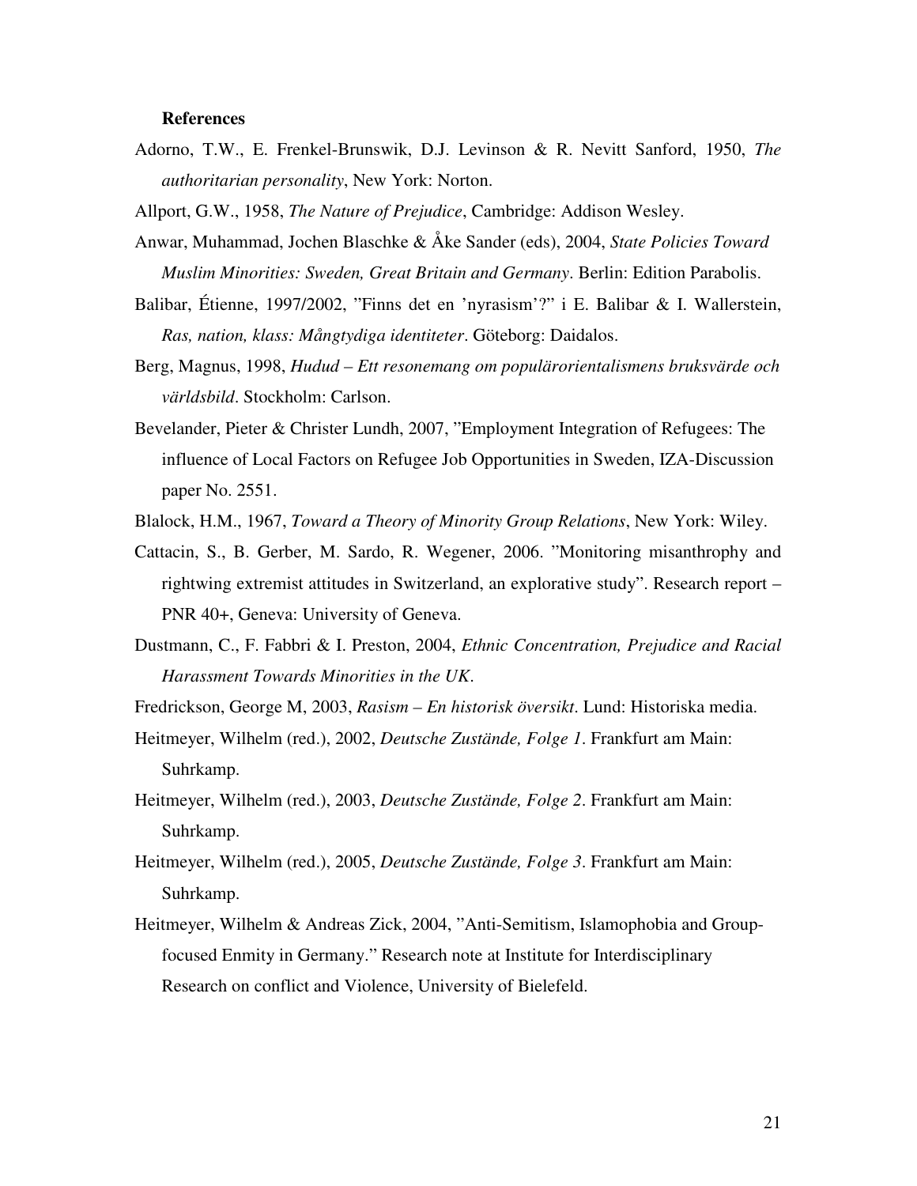**References**

Adorno, T.W., E. Frenkel-Brunswik, D.J. Levinson & R. Nevitt Sanford, 1950, *The authoritarian personality*, New York: Norton.

Allport, G.W., 1958, *The Nature of Prejudice*, Cambridge: Addison Wesley.

Anwar, Muhammad, Jochen Blaschke & Åke Sander (eds), 2004, *State Policies Toward Muslim Minorities: Sweden, Great Britain and Germany*. Berlin: Edition Parabolis.

Balibar, Étienne, 1997/2002, ”Finns det en ’nyrasism’?” i E. Balibar & I. Wallerstein, *Ras, nation, klass: Mångtydiga identiteter*. Göteborg: Daidalos.

Berg, Magnus, 1998, *Hudud – Ett resonemang om populärorientalismens bruksvärde och världsbild*. Stockholm: Carlson.

Bevelander, Pieter & Christer Lundh, 2007, ”Employment Integration of Refugees: The influence of Local Factors on Refugee Job Opportunities in Sweden, IZA-Discussion paper No. 2551.

Blalock, H.M., 1967, *Toward a Theory of Minority Group Relations*, New York: Wiley.

Cattacin, S., B. Gerber, M. Sardo, R. Wegener, 2006. ”Monitoring misanthrophy and rightwing extremist attitudes in Switzerland, an explorative study”. Research report – PNR 40+, Geneva: University of Geneva.

Dustmann, C., F. Fabbri & I. Preston, 2004, *Ethnic Concentration, Prejudice and Racial Harassment Towards Minorities in the UK*.

Fredrickson, George M, 2003, *Rasism – En historisk översikt*. Lund: Historiska media.

Heitmeyer, Wilhelm (red.), 2002, *Deutsche Zustände, Folge 1*. Frankfurt am Main: Suhrkamp.

Heitmeyer, Wilhelm (red.), 2003, *Deutsche Zustände, Folge 2*. Frankfurt am Main: Suhrkamp.

Heitmeyer, Wilhelm (red.), 2005, *Deutsche Zustände, Folge 3*. Frankfurt am Main: Suhrkamp.

Heitmeyer, Wilhelm & Andreas Zick, 2004, ”Anti-Semitism, Islamophobia and Group-focused Enmity in Germany.” Research note at Institute for Interdisciplinary Research on conflict and Violence, University of Bielefeld.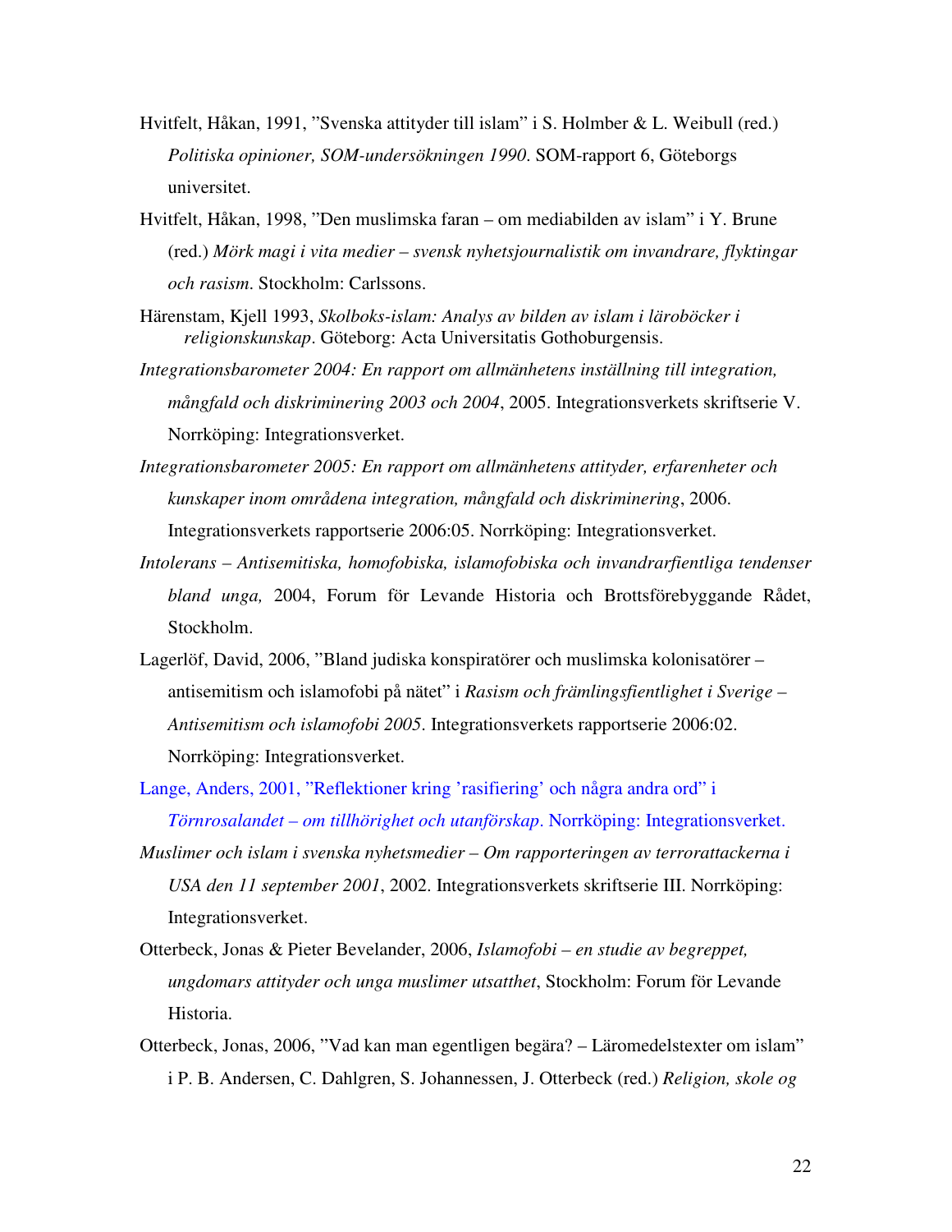Hvitfelt, Håkan, 1991, ”Svenska attityder till islam” i S. Holmber & L. Weibull (red.) *Politiska opinioner, SOM-undersökningen 1990*. SOM-rapport 6, Göteborgs universitet.

Hvitfelt, Håkan, 1998, ”Den muslimska faran – om mediabilden av islam” i Y. Brune (red.) *Mörk magi i vita medier – svensk nyhetsjournalistik om invandrare, flyktingar och rasism*. Stockholm: Carlssons.

Härenstam, Kjell 1993, *Skolboks-islam: Analys av bilden av islam i läroböcker i religionskunskap*. Göteborg: Acta Universitatis Gothoburgensis.

*Integrationsbarometer 2004: En rapport om allmänhetens inställning till integration, mångfald och diskriminering 2003 och 2004*, 2005. Integrationsverkets skriftserie V. Norrköping: Integrationsverket.

*Integrationsbarometer 2005: En rapport om allmänhetens attityder, erfarenheter och kunskaper inom områdena integration, mångfald och diskriminering*, 2006. Integrationsverkets rapportserie 2006:05. Norrköping: Integrationsverket.

*Intolerans – Antisemitiska, homofobiska, islamofobiska och invandrarfientliga tendenser bland unga,* 2004, Forum för Levande Historia och Brottsförebyggande Rådet, Stockholm.

Lagerlöf, David, 2006, ”Bland judiska konspiratörer och muslimska kolonisatörer – antisemitism och islamofobi på nätet” i *Rasism och främlingsfientlighet i Sverige – Antisemitism och islamofobi 2005*. Integrationsverkets rapportserie 2006:02. Norrköping: Integrationsverket.

Lange, Anders, 2001, ”Reflektioner kring ’rasifiering’ och några andra ord” i *Törnrosalandet – om tillhörighet och utanförskap*. Norrköping: Integrationsverket.

*Muslimer och islam i svenska nyhetsmedier – Om rapporteringen av terrorattackerna i USA den 11 september 2001*, 2002. Integrationsverkets skriftserie III. Norrköping: Integrationsverket.

Otterbeck, Jonas & Pieter Bevelander, 2006, *Islamofobi – en studie av begreppet, ungdomars attityder och unga muslimer utsatthet*, Stockholm: Forum för Levande Historia.

Otterbeck, Jonas, 2006, ”Vad kan man egentligen begära? – Läromedelstexter om islam” i P. B. Andersen, C. Dahlgren, S. Johannessen, J. Otterbeck (red.) *Religion, skole og*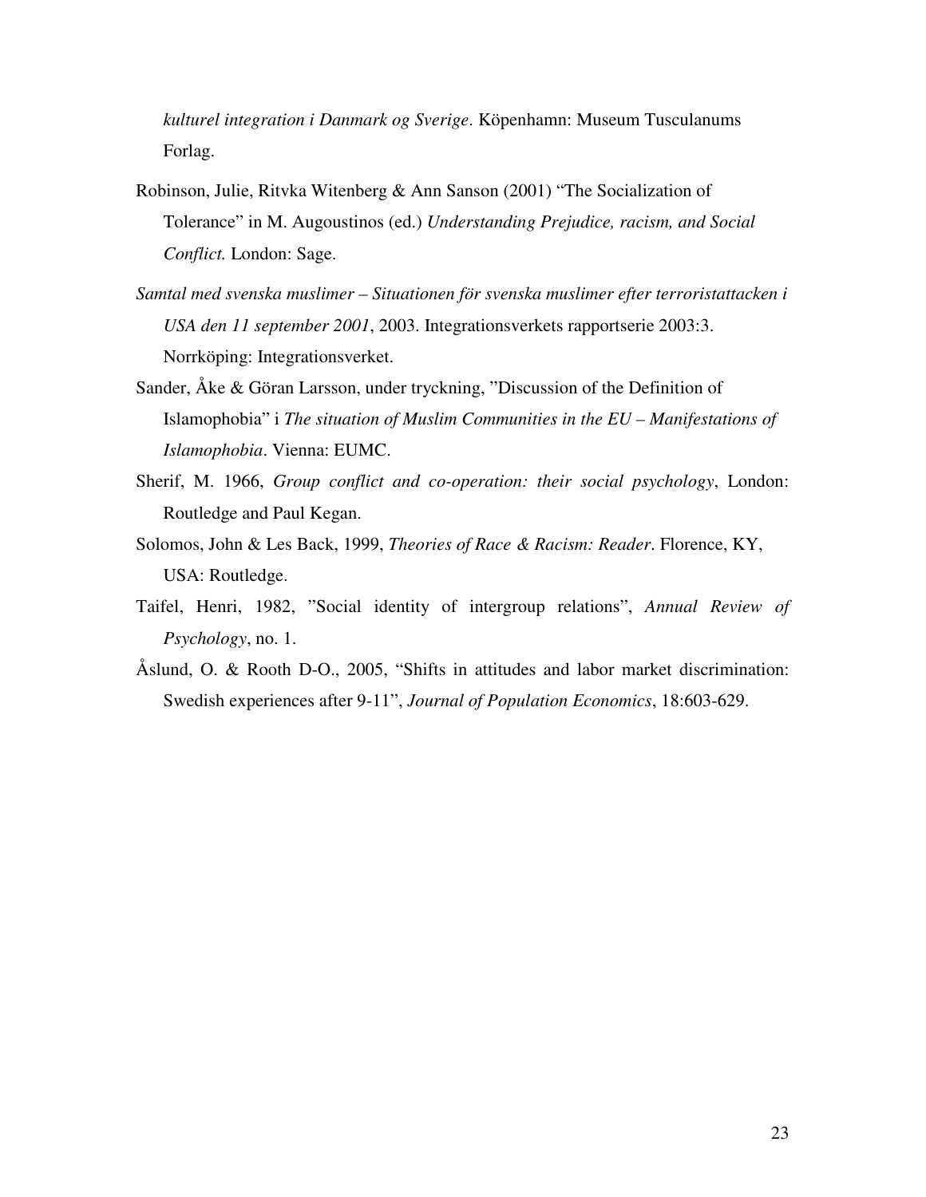*kulturel integration i Danmark og Sverige*. Köpenhamn: Museum Tusculanums Forlag.

Robinson, Julie, Ritvka Witenberg & Ann Sanson (2001) "The Socialization of Tolerance" in M. Augoustinos (ed.) *Understanding Prejudice, racism, and Social Conflict.* London: Sage.

*Samtal med svenska muslimer – Situationen för svenska muslimer efter terroristattacken i USA den 11 september 2001*, 2003. Integrationsverkets rapportserie 2003:3. Norrköping: Integrationsverket.

Sander, Åke & Göran Larsson, under tryckning, "Discussion of the Definition of Islamophobia" i *The situation of Muslim Communities in the EU – Manifestations of Islamophobia*. Vienna: EUMC.

Sherif, M. 1966, *Group conflict and co-operation: their social psychology*, London: Routledge and Paul Kegan.

Solomos, John & Les Back, 1999, *Theories of Race & Racism: Reader*. Florence, KY, USA: Routledge.

Taifel, Henri, 1982, "Social identity of intergroup relations", *Annual Review of Psychology*, no. 1.

Åslund, O. & Rooth D-O., 2005, "Shifts in attitudes and labor market discrimination: Swedish experiences after 9-11", *Journal of Population Economics*, 18:603-629.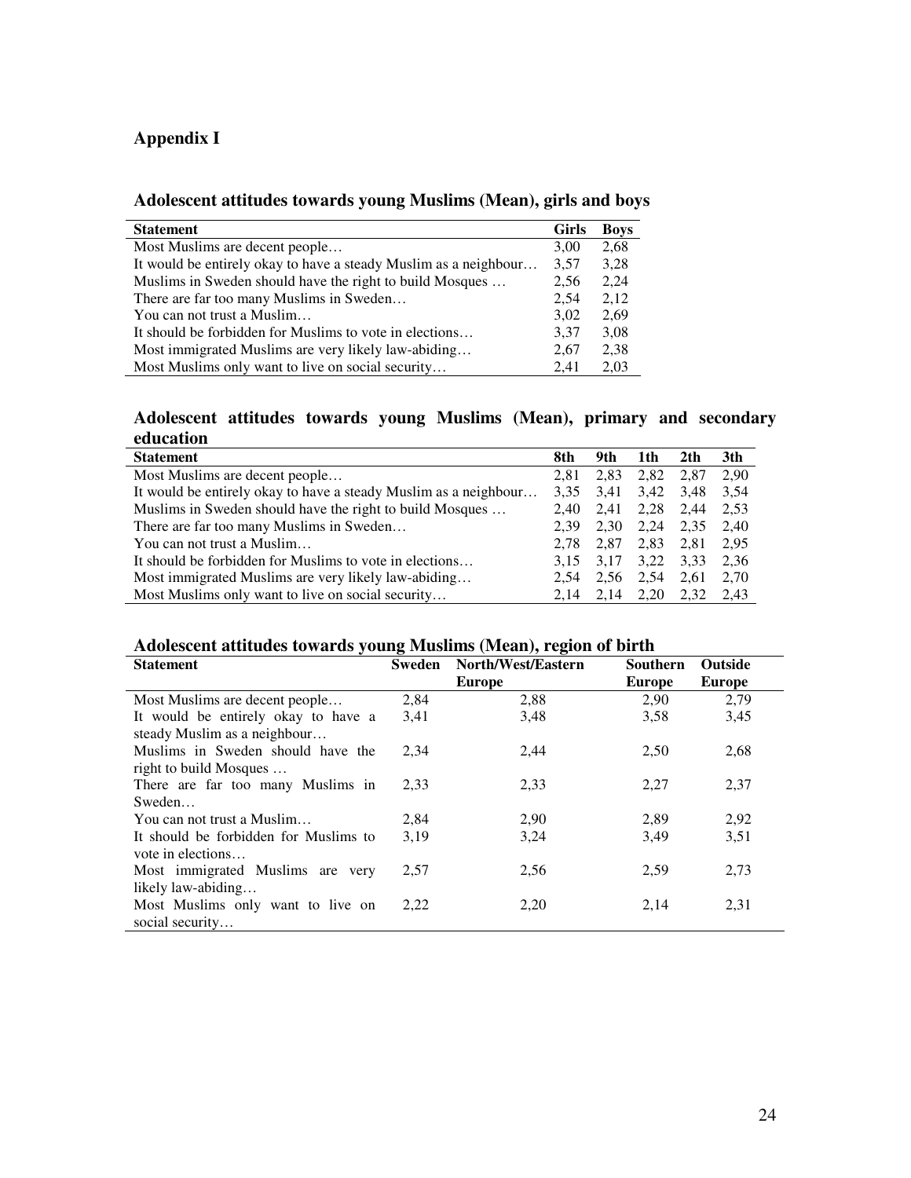## Appendix I

### Adolescent attitudes towards young Muslims (Mean), girls and boys

| Statement | Girls | Boys |
|---|---|---|
| Most Muslims are decent people… | 3,00 | 2,68 |
| It would be entirely okay to have a steady Muslim as a neighbour… | 3,57 | 3,28 |
| Muslims in Sweden should have the right to build Mosques … | 2,56 | 2,24 |
| There are far too many Muslims in Sweden… | 2,54 | 2,12 |
| You can not trust a Muslim… | 3,02 | 2,69 |
| It should be forbidden for Muslims to vote in elections… | 3,37 | 3,08 |
| Most immigrated Muslims are very likely law-abiding… | 2,67 | 2,38 |
| Most Muslims only want to live on social security… | 2,41 | 2,03 |

### Adolescent attitudes towards young Muslims (Mean), primary and secondary education

| Statement | 8th | 9th | 1th | 2th | 3th |
|---|---|---|---|---|---|
| Most Muslims are decent people… | 2,81 | 2,83 | 2,82 | 2,87 | 2,90 |
| It would be entirely okay to have a steady Muslim as a neighbour… | 3,35 | 3,41 | 3,42 | 3,48 | 3,54 |
| Muslims in Sweden should have the right to build Mosques … | 2,40 | 2,41 | 2,28 | 2,44 | 2,53 |
| There are far too many Muslims in Sweden… | 2,39 | 2,30 | 2,24 | 2,35 | 2,40 |
| You can not trust a Muslim… | 2,78 | 2,87 | 2,83 | 2,81 | 2,95 |
| It should be forbidden for Muslims to vote in elections… | 3,15 | 3,17 | 3,22 | 3,33 | 2,36 |
| Most immigrated Muslims are very likely law-abiding… | 2,54 | 2,56 | 2,54 | 2,61 | 2,70 |
| Most Muslims only want to live on social security… | 2,14 | 2,14 | 2,20 | 2,32 | 2,43 |

### Adolescent attitudes towards young Muslims (Mean), region of birth

| Statement | Sweden | North/West/Eastern Europe | Southern Europe | Outside Europe |
|---|---|---|---|---|
| Most Muslims are decent people… | 2,84 | 2,88 | 2,90 | 2,79 |
| It would be entirely okay to have a steady Muslim as a neighbour… | 3,41 | 3,48 | 3,58 | 3,45 |
| Muslims in Sweden should have the right to build Mosques … | 2,34 | 2,44 | 2,50 | 2,68 |
| There are far too many Muslims in Sweden… | 2,33 | 2,33 | 2,27 | 2,37 |
| You can not trust a Muslim… | 2,84 | 2,90 | 2,89 | 2,92 |
| It should be forbidden for Muslims to vote in elections… | 3,19 | 3,24 | 3,49 | 3,51 |
| Most immigrated Muslims are very likely law-abiding… | 2,57 | 2,56 | 2,59 | 2,73 |
| Most Muslims only want to live on social security… | 2,22 | 2,20 | 2,14 | 2,31 |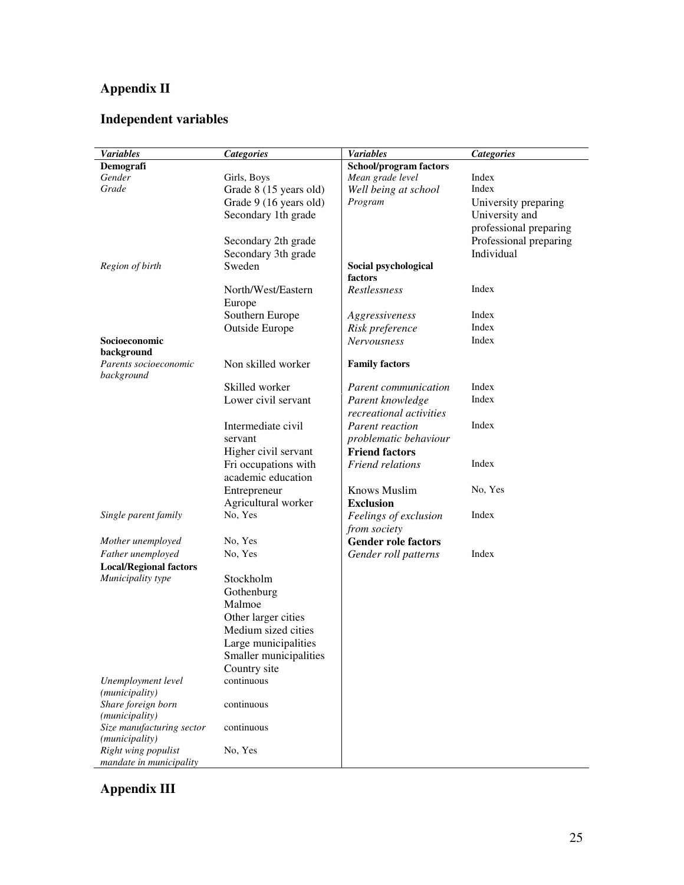## Appendix II

## Independent variables

| *Variables* | *Categories* | *Variables* | *Categories* |
|---|---|---|---|
| **Demografi** | | **School/program factors** | |
| *Gender* | Girls, Boys | *Mean grade level* | Index |
| *Grade* | Grade 8 (15 years old) | *Well being at school* | Index |
| | Grade 9 (16 years old) | *Program* | University preparing |
| | Secondary 1th grade | | University and professional preparing |
| | Secondary 2th grade | | Professional preparing |
| | Secondary 3th grade | | Individual |
| *Region of birth* | Sweden | **Social psychological factors** | |
| | North/West/Eastern Europe | *Restlessness* | Index |
| | Southern Europe | *Aggressiveness* | Index |
| | Outside Europe | *Risk preference* | Index |
| **Socioeconomic background** | | *Nervousness* | Index |
| *Parents socioeconomic background* | Non skilled worker | **Family factors** | |
| | Skilled worker | *Parent communication* | Index |
| | Lower civil servant | *Parent knowledge recreational activities* | Index |
| | Intermediate civil servant | *Parent reaction problematic behaviour* | Index |
| | Higher civil servant | **Friend factors** | |
| | Fri occupations with academic education | *Friend relations* | Index |
| | Entrepreneur | Knows Muslim | No, Yes |
| | Agricultural worker | **Exclusion** | |
| *Single parent family* | No, Yes | *Feelings of exclusion from society* | Index |
| *Mother unemployed* | No, Yes | **Gender role factors** | |
| *Father unemployed* | No, Yes | *Gender roll patterns* | Index |
| **Local/Regional factors** | | | |
| *Municipality type* | Stockholm | | |
| | Gothenburg | | |
| | Malmoe | | |
| | Other larger cities | | |
| | Medium sized cities | | |
| | Large municipalities | | |
| | Smaller municipalities | | |
| | Country site | | |
| *Unemployment level (municipality)* | continuous | | |
| *Share foreign born (municipality)* | continuous | | |
| *Size manufacturing sector (municipality)* | continuous | | |
| *Right wing populist mandate in municipality* | No, Yes | | |

## Appendix III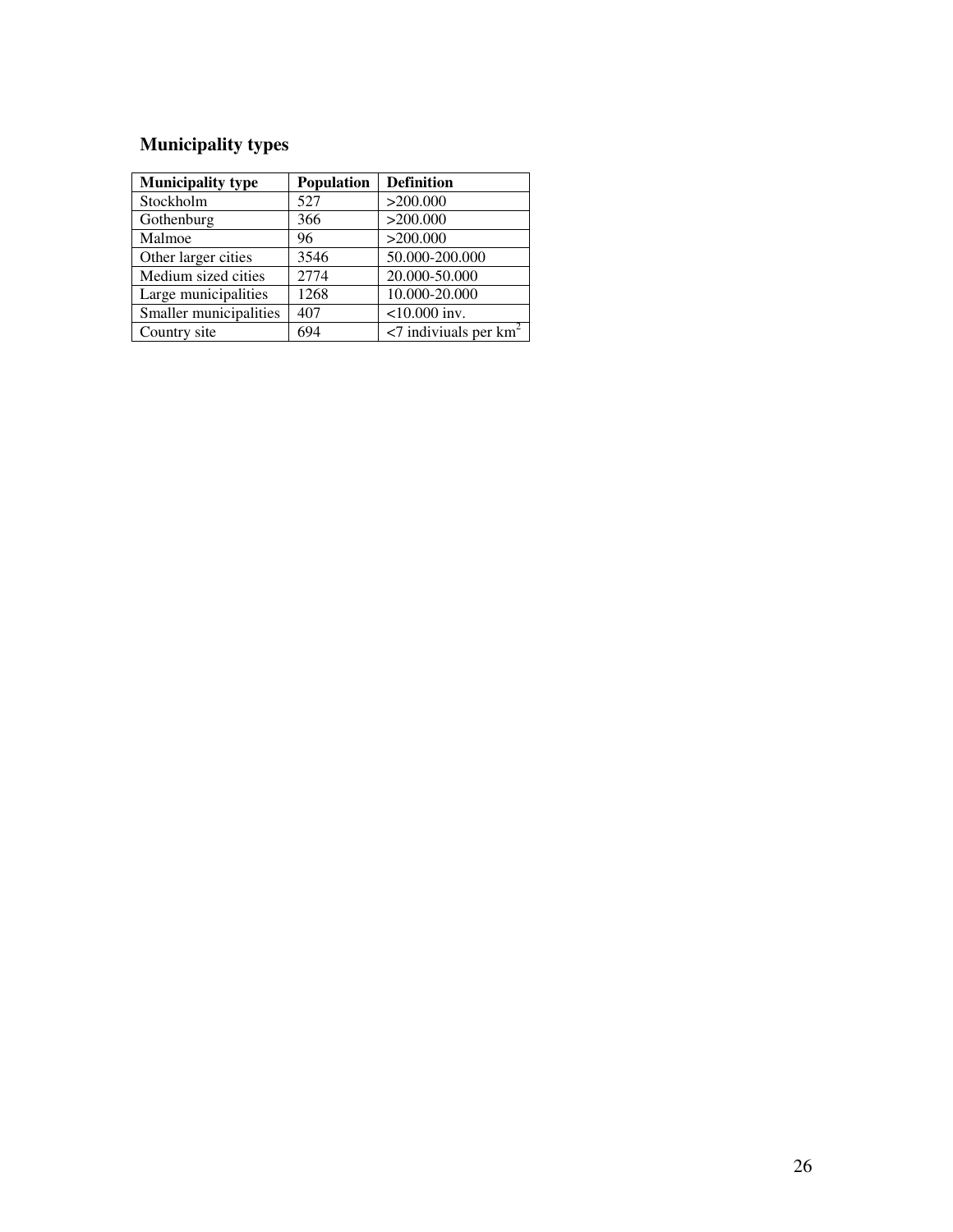### Municipality types

| Municipality type | Population | Definition |
|---|---|---|
| Stockholm | 527 | >200.000 |
| Gothenburg | 366 | >200.000 |
| Malmoe | 96 | >200.000 |
| Other larger cities | 3546 | 50.000-200.000 |
| Medium sized cities | 2774 | 20.000-50.000 |
| Large municipalities | 1268 | 10.000-20.000 |
| Smaller municipalities | 407 | <10.000 inv. |
| Country site | 694 | <7 indiviuals per $km^2$ |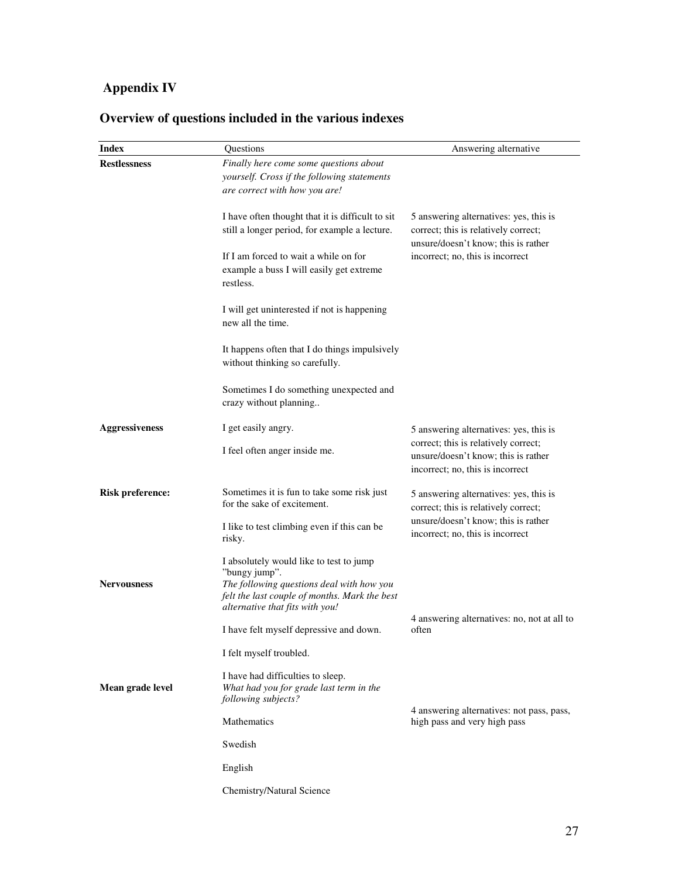## Appendix IV

## Overview of questions included in the various indexes

| Index | Questions | Answering alternative |
|---|---|---|
| **Restlessness** | *Finally here come some questions about yourself. Cross if the following statements are correct with how you are!* | |
| | I have often thought that it is difficult to sit still a longer period, for example a lecture. | 5 answering alternatives: yes, this is correct; this is relatively correct; unsure/doesn't know; this is rather incorrect; no, this is incorrect |
| | If I am forced to wait a while on for example a buss I will easily get extreme restless. | |
| | I will get uninterested if not is happening new all the time. | |
| | It happens often that I do things impulsively without thinking so carefully. | |
| | Sometimes I do something unexpected and crazy without planning.. | |
| **Aggressiveness** | I get easily angry. | 5 answering alternatives: yes, this is correct; this is relatively correct; unsure/doesn't know; this is rather incorrect; no, this is incorrect |
| | I feel often anger inside me. | |
| **Risk preference:** | Sometimes it is fun to take some risk just for the sake of excitement. | 5 answering alternatives: yes, this is correct; this is relatively correct; unsure/doesn't know; this is rather incorrect; no, this is incorrect |
| | I like to test climbing even if this can be risky. | |
| | I absolutely would like to test to jump "bungy jump". | |
| **Nervousness** | *The following questions deal with how you felt the last couple of months. Mark the best alternative that fits with you!* | |
| | I have felt myself depressive and down. | 4 answering alternatives: no, not at all to often |
| | I felt myself troubled. | |
| | I have had difficulties to sleep. | |
| **Mean grade level** | *What had you for grade last term in the following subjects?* | |
| | Mathematics | 4 answering alternatives: not pass, pass, high pass and very high pass |
| | Swedish | |
| | English | |
| | Chemistry/Natural Science | |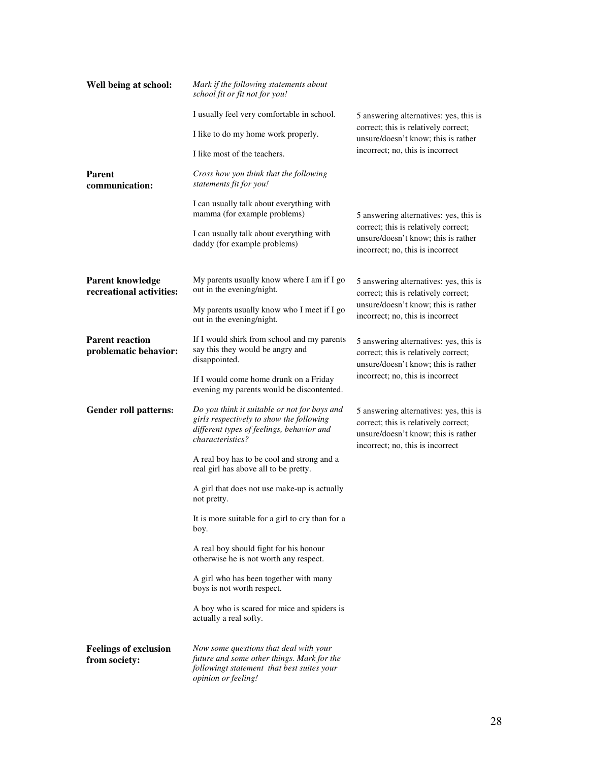| | | |
|---|---|---|
| **Well being at school:** | *Mark if the following statements about school fit or fit not for you!* | |
| | I usually feel very comfortable in school.<br><br>I like to do my home work properly.<br><br>I like most of the teachers. | 5 answering alternatives: yes, this is correct; this is relatively correct; unsure/doesn't know; this is rather incorrect; no, this is incorrect |
| **Parent communication:** | *Cross how you think that the following statements fit for you!* | |
| | I can usually talk about everything with mamma (for example problems)<br><br>I can usually talk about everything with daddy (for example problems) | 5 answering alternatives: yes, this is correct; this is relatively correct; unsure/doesn't know; this is rather incorrect; no, this is incorrect |
| **Parent knowledge recreational activities:** | My parents usually know where I am if I go out in the evening/night.<br><br>My parents usually know who I meet if I go out in the evening/night. | 5 answering alternatives: yes, this is correct; this is relatively correct; unsure/doesn't know; this is rather incorrect; no, this is incorrect |
| **Parent reaction problematic behavior:** | If I would shirk from school and my parents say this they would be angry and disappointed.<br><br>If I would come home drunk on a Friday evening my parents would be discontented. | 5 answering alternatives: yes, this is correct; this is relatively correct; unsure/doesn't know; this is rather incorrect; no, this is incorrect |
| **Gender roll patterns:** | *Do you think it suitable or not for boys and girls respectively to show the following different types of feelings, behavior and characteristics?*<br><br>A real boy has to be cool and strong and a real girl has above all to be pretty.<br><br>A girl that does not use make-up is actually not pretty.<br><br>It is more suitable for a girl to cry than for a boy.<br><br>A real boy should fight for his honour otherwise he is not worth any respect.<br><br>A girl who has been together with many boys is not worth respect.<br><br>A boy who is scared for mice and spiders is actually a real softy. | 5 answering alternatives: yes, this is correct; this is relatively correct; unsure/doesn't know; this is rather incorrect; no, this is incorrect |
| **Feelings of exclusion from society:** | *Now some questions that deal with your future and some other things. Mark for the followingt statement that best suites your opinion or feeling!* | |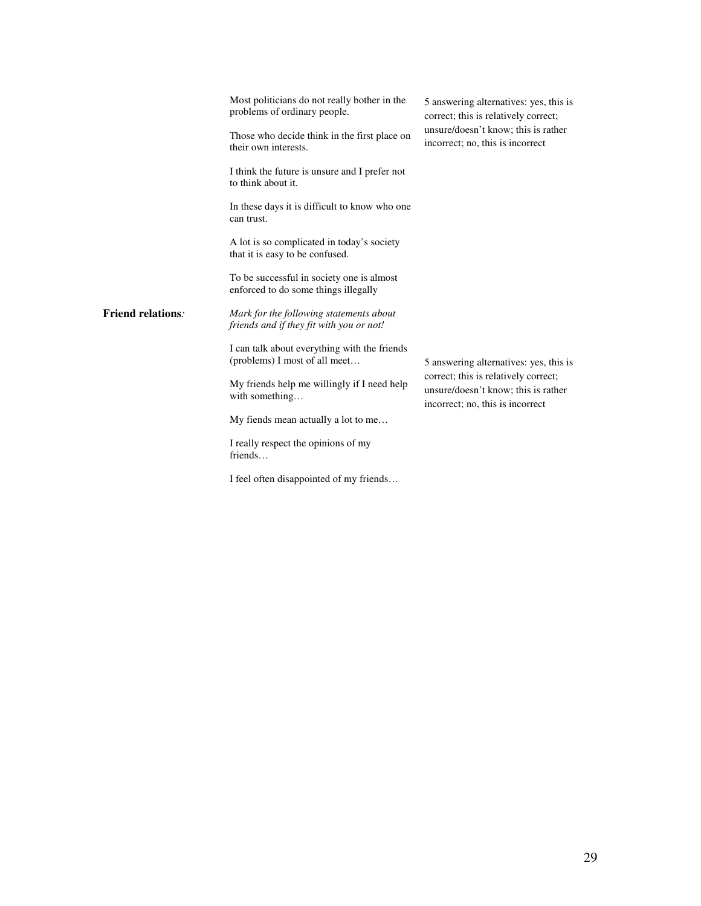| | | |
|---|---|---|
| | Most politicians do not really bother in the problems of ordinary people. | 5 answering alternatives: yes, this is correct; this is relatively correct; unsure/doesn't know; this is rather incorrect; no, this is incorrect |
| | Those who decide think in the first place on their own interests. | |
| | I think the future is unsure and I prefer not to think about it. | |
| | In these days it is difficult to know who one can trust. | |
| | A lot is so complicated in today's society that it is easy to be confused. | |
| | To be successful in society one is almost enforced to do some things illegally | |
| **Friend relations***:* | *Mark for the following statements about friends and if they fit with you or not!* | |
| | I can talk about everything with the friends (problems) I most of all meet… | 5 answering alternatives: yes, this is correct; this is relatively correct; unsure/doesn't know; this is rather incorrect; no, this is incorrect |
| | My friends help me willingly if I need help with something… | |
| | My fiends mean actually a lot to me… | |
| | I really respect the opinions of my friends… | |
| | I feel often disappointed of my friends… | |